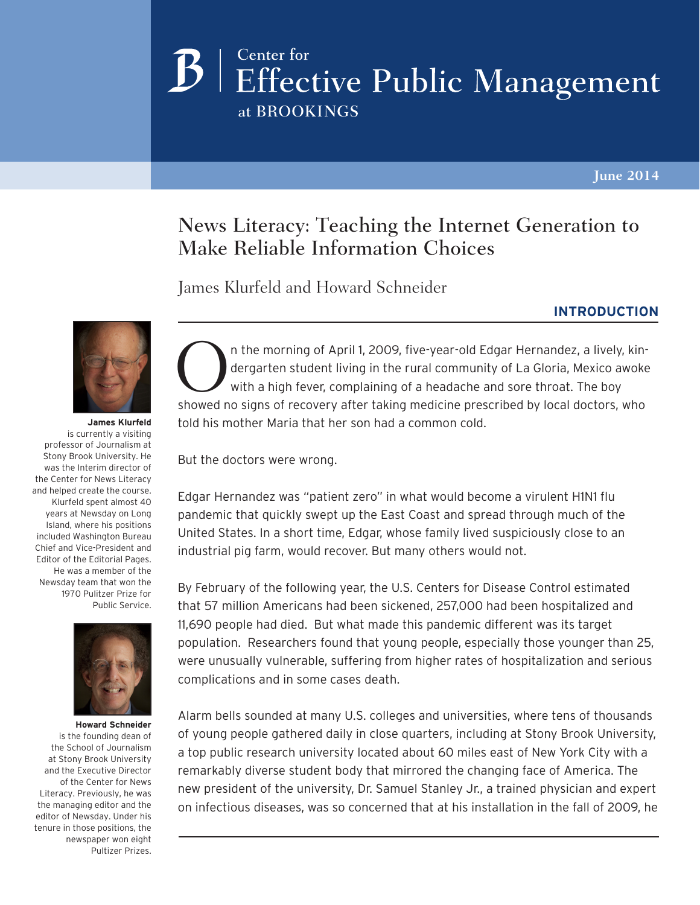Center for
Effective Public Management
at BROOKINGS

June 2014

# News Literacy: Teaching the Internet Generation to Make Reliable Information Choices

James Klurfeld and Howard Schneider

**James Klurfeld** is currently a visiting professor of Journalism at Stony Brook University. He was the Interim director of the Center for News Literacy and helped create the course. Klurfeld spent almost 40 years at Newsday on Long Island, where his positions included Washington Bureau Chief and Vice-President and Editor of the Editorial Pages. He was a member of the Newsday team that won the 1970 Pulitzer Prize for Public Service.

**Howard Schneider** is the founding dean of the School of Journalism at Stony Brook University and the Executive Director of the Center for News Literacy. Previously, he was the managing editor and the editor of Newsday. Under his tenure in those positions, the newspaper won eight Pultizer Prizes.

## INTRODUCTION

On the morning of April 1, 2009, five-year-old Edgar Hernandez, a lively, kindergarten student living in the rural community of La Gloria, Mexico awoke with a high fever, complaining of a headache and sore throat. The boy showed no signs of recovery after taking medicine prescribed by local doctors, who told his mother Maria that her son had a common cold.

But the doctors were wrong.

Edgar Hernandez was "patient zero" in what would become a virulent H1N1 flu pandemic that quickly swept up the East Coast and spread through much of the United States. In a short time, Edgar, whose family lived suspiciously close to an industrial pig farm, would recover. But many others would not.

By February of the following year, the U.S. Centers for Disease Control estimated that 57 million Americans had been sickened, 257,000 had been hospitalized and 11,690 people had died. But what made this pandemic different was its target population. Researchers found that young people, especially those younger than 25, were unusually vulnerable, suffering from higher rates of hospitalization and serious complications and in some cases death.

Alarm bells sounded at many U.S. colleges and universities, where tens of thousands of young people gathered daily in close quarters, including at Stony Brook University, a top public research university located about 60 miles east of New York City with a remarkably diverse student body that mirrored the changing face of America. The new president of the university, Dr. Samuel Stanley Jr., a trained physician and expert on infectious diseases, was so concerned that at his installation in the fall of 2009, he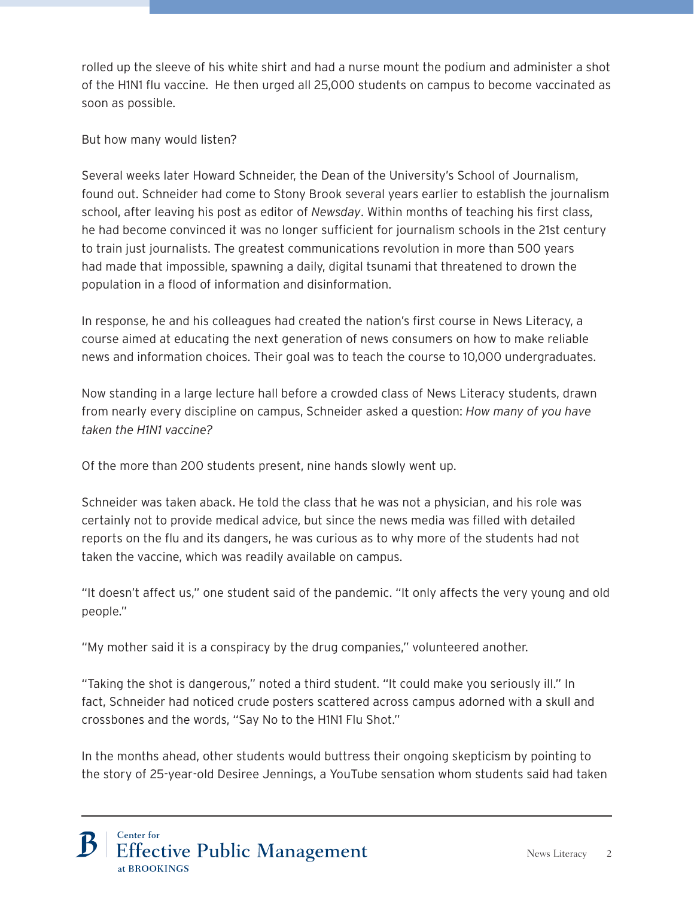rolled up the sleeve of his white shirt and had a nurse mount the podium and administer a shot of the H1N1 flu vaccine.  He then urged all 25,000 students on campus to become vaccinated as soon as possible.

But how many would listen?

Several weeks later Howard Schneider, the Dean of the University's School of Journalism, found out. Schneider had come to Stony Brook several years earlier to establish the journalism school, after leaving his post as editor of *Newsday*. Within months of teaching his first class, he had become convinced it was no longer sufficient for journalism schools in the 21st century to train just journalists. The greatest communications revolution in more than 500 years had made that impossible, spawning a daily, digital tsunami that threatened to drown the population in a flood of information and disinformation.

In response, he and his colleagues had created the nation's first course in News Literacy, a course aimed at educating the next generation of news consumers on how to make reliable news and information choices. Their goal was to teach the course to 10,000 undergraduates.

Now standing in a large lecture hall before a crowded class of News Literacy students, drawn from nearly every discipline on campus, Schneider asked a question: *How many of you have taken the H1N1 vaccine?*

Of the more than 200 students present, nine hands slowly went up.

Schneider was taken aback. He told the class that he was not a physician, and his role was certainly not to provide medical advice, but since the news media was filled with detailed reports on the flu and its dangers, he was curious as to why more of the students had not taken the vaccine, which was readily available on campus.

"It doesn't affect us," one student said of the pandemic. "It only affects the very young and old people."

"My mother said it is a conspiracy by the drug companies," volunteered another.

"Taking the shot is dangerous," noted a third student. "It could make you seriously ill." In fact, Schneider had noticed crude posters scattered across campus adorned with a skull and crossbones and the words, "Say No to the H1N1 Flu Shot."

In the months ahead, other students would buttress their ongoing skepticism by pointing to the story of 25-year-old Desiree Jennings, a YouTube sensation whom students said had taken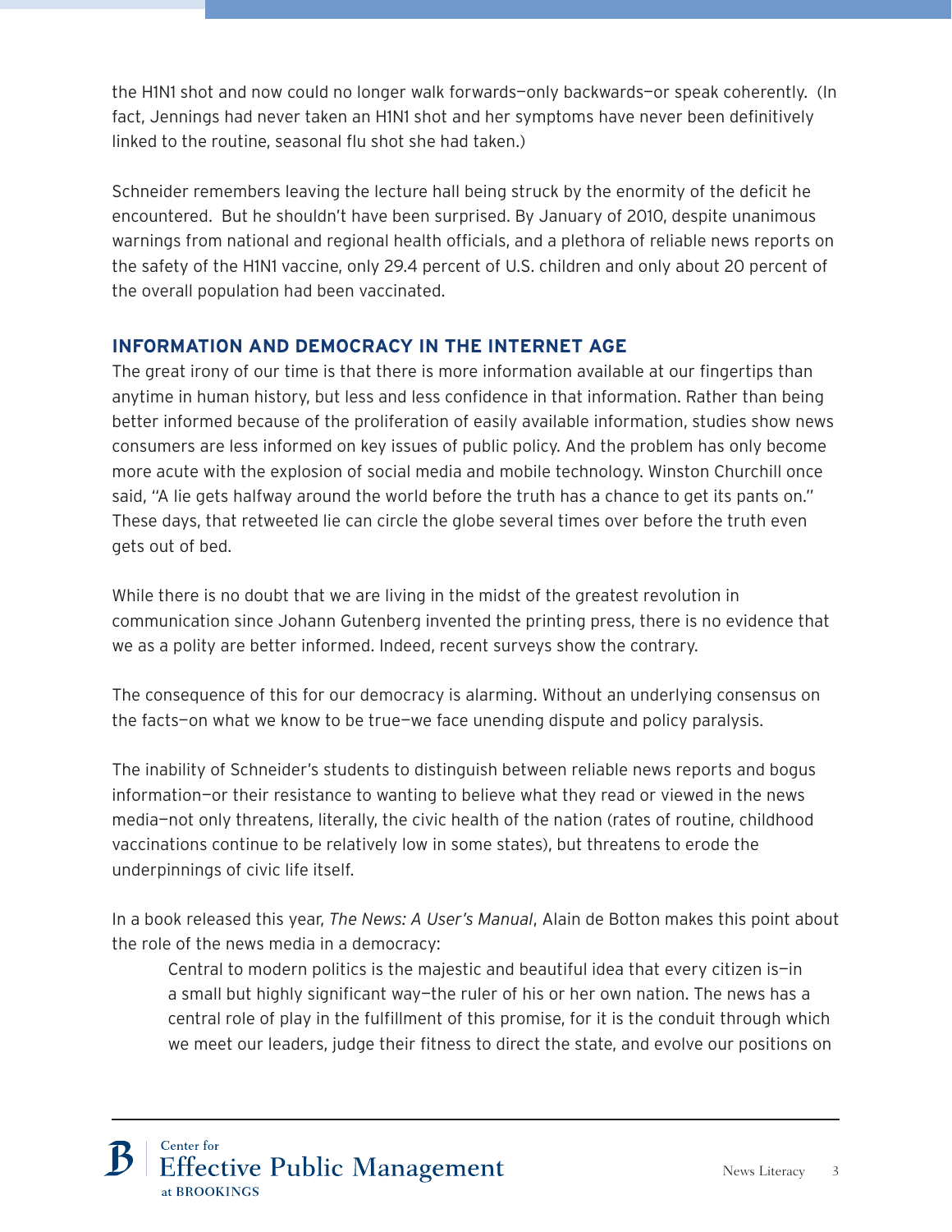the H1N1 shot and now could no longer walk forwards—only backwards—or speak coherently. (In fact, Jennings had never taken an H1N1 shot and her symptoms have never been definitively linked to the routine, seasonal flu shot she had taken.)

Schneider remembers leaving the lecture hall being struck by the enormity of the deficit he encountered. But he shouldn't have been surprised. By January of 2010, despite unanimous warnings from national and regional health officials, and a plethora of reliable news reports on the safety of the H1N1 vaccine, only 29.4 percent of U.S. children and only about 20 percent of the overall population had been vaccinated.

## INFORMATION AND DEMOCRACY IN THE INTERNET AGE

The great irony of our time is that there is more information available at our fingertips than anytime in human history, but less and less confidence in that information. Rather than being better informed because of the proliferation of easily available information, studies show news consumers are less informed on key issues of public policy. And the problem has only become more acute with the explosion of social media and mobile technology. Winston Churchill once said, "A lie gets halfway around the world before the truth has a chance to get its pants on." These days, that retweeted lie can circle the globe several times over before the truth even gets out of bed.

While there is no doubt that we are living in the midst of the greatest revolution in communication since Johann Gutenberg invented the printing press, there is no evidence that we as a polity are better informed. Indeed, recent surveys show the contrary.

The consequence of this for our democracy is alarming. Without an underlying consensus on the facts—on what we know to be true—we face unending dispute and policy paralysis.

The inability of Schneider's students to distinguish between reliable news reports and bogus information—or their resistance to wanting to believe what they read or viewed in the news media—not only threatens, literally, the civic health of the nation (rates of routine, childhood vaccinations continue to be relatively low in some states), but threatens to erode the underpinnings of civic life itself.

In a book released this year, *The News: A User's Manual*, Alain de Botton makes this point about the role of the news media in a democracy:

> Central to modern politics is the majestic and beautiful idea that every citizen is—in a small but highly significant way—the ruler of his or her own nation. The news has a central role of play in the fulfillment of this promise, for it is the conduit through which we meet our leaders, judge their fitness to direct the state, and evolve our positions on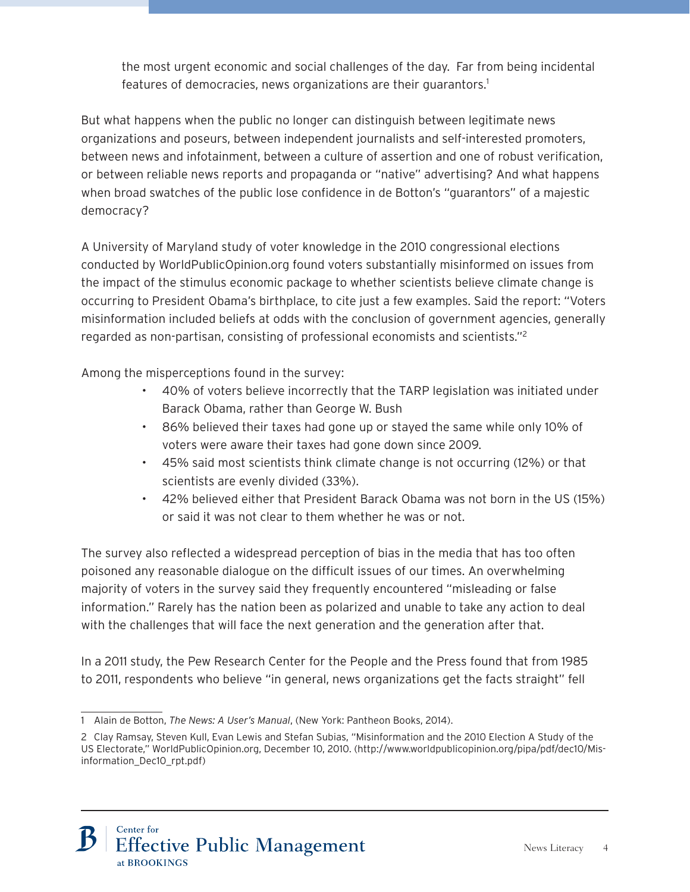> the most urgent economic and social challenges of the day. Far from being incidental features of democracies, news organizations are their guarantors.[1]

But what happens when the public no longer can distinguish between legitimate news organizations and poseurs, between independent journalists and self-interested promoters, between news and infotainment, between a culture of assertion and one of robust verification, or between reliable news reports and propaganda or "native" advertising? And what happens when broad swatches of the public lose confidence in de Botton's "guarantors" of a majestic democracy?

A University of Maryland study of voter knowledge in the 2010 congressional elections conducted by WorldPublicOpinion.org found voters substantially misinformed on issues from the impact of the stimulus economic package to whether scientists believe climate change is occurring to President Obama's birthplace, to cite just a few examples. Said the report: "Voters misinformation included beliefs at odds with the conclusion of government agencies, generally regarded as non-partisan, consisting of professional economists and scientists."[2]

Among the misperceptions found in the survey:

- 40% of voters believe incorrectly that the TARP legislation was initiated under Barack Obama, rather than George W. Bush
- 86% believed their taxes had gone up or stayed the same while only 10% of voters were aware their taxes had gone down since 2009.
- 45% said most scientists think climate change is not occurring (12%) or that scientists are evenly divided (33%).
- 42% believed either that President Barack Obama was not born in the US (15%) or said it was not clear to them whether he was or not.

The survey also reflected a widespread perception of bias in the media that has too often poisoned any reasonable dialogue on the difficult issues of our times. An overwhelming majority of voters in the survey said they frequently encountered "misleading or false information." Rarely has the nation been as polarized and unable to take any action to deal with the challenges that will face the next generation and the generation after that.

In a 2011 study, the Pew Research Center for the People and the Press found that from 1985 to 2011, respondents who believe "in general, news organizations get the facts straight" fell

---

1 Alain de Botton, *The News: A User's Manual*, (New York: Pantheon Books, 2014).

2 Clay Ramsay, Steven Kull, Evan Lewis and Stefan Subias, "Misinformation and the 2010 Election A Study of the US Electorate," WorldPublicOpinion.org, December 10, 2010. (http://www.worldpublicopinion.org/pipa/pdf/dec10/Misinformation_Dec10_rpt.pdf)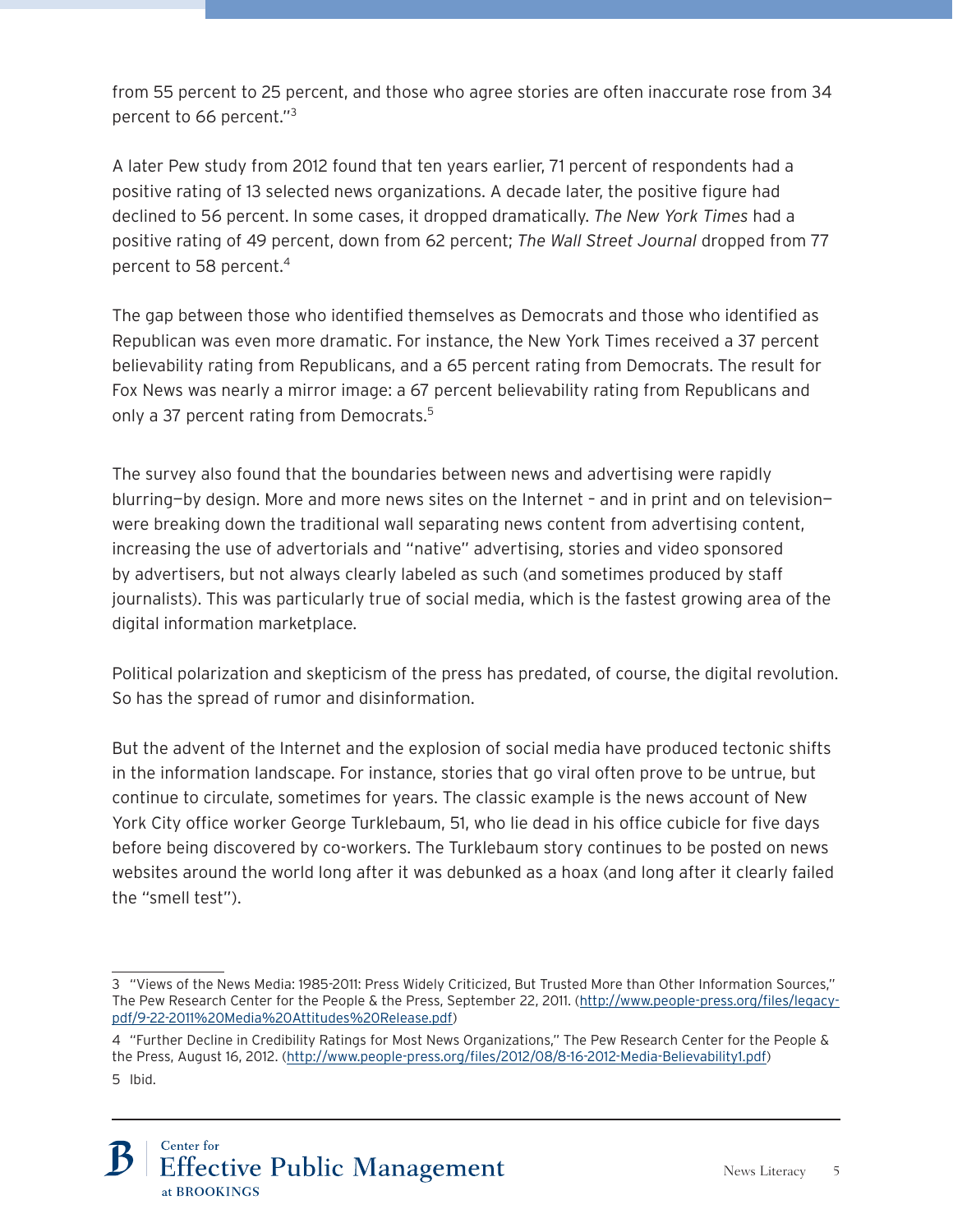from 55 percent to 25 percent, and those who agree stories are often inaccurate rose from 34 percent to 66 percent."[3]

A later Pew study from 2012 found that ten years earlier, 71 percent of respondents had a positive rating of 13 selected news organizations. A decade later, the positive figure had declined to 56 percent. In some cases, it dropped dramatically. *The New York Times* had a positive rating of 49 percent, down from 62 percent; *The Wall Street Journal* dropped from 77 percent to 58 percent.[4]

The gap between those who identified themselves as Democrats and those who identified as Republican was even more dramatic. For instance, the New York Times received a 37 percent believability rating from Republicans, and a 65 percent rating from Democrats. The result for Fox News was nearly a mirror image: a 67 percent believability rating from Republicans and only a 37 percent rating from Democrats.[5]

The survey also found that the boundaries between news and advertising were rapidly blurring—by design. More and more news sites on the Internet – and in print and on television—were breaking down the traditional wall separating news content from advertising content, increasing the use of advertorials and "native" advertising, stories and video sponsored by advertisers, but not always clearly labeled as such (and sometimes produced by staff journalists). This was particularly true of social media, which is the fastest growing area of the digital information marketplace.

Political polarization and skepticism of the press has predated, of course, the digital revolution. So has the spread of rumor and disinformation.

But the advent of the Internet and the explosion of social media have produced tectonic shifts in the information landscape. For instance, stories that go viral often prove to be untrue, but continue to circulate, sometimes for years. The classic example is the news account of New York City office worker George Turklebaum, 51, who lie dead in his office cubicle for five days before being discovered by co-workers. The Turklebaum story continues to be posted on news websites around the world long after it was debunked as a hoax (and long after it clearly failed the "smell test").

---

3 "Views of the News Media: 1985-2011: Press Widely Criticized, But Trusted More than Other Information Sources," The Pew Research Center for the People & the Press, September 22, 2011. (http://www.people-press.org/files/legacy-pdf/9-22-2011%20Media%20Attitudes%20Release.pdf)

4 "Further Decline in Credibility Ratings for Most News Organizations," The Pew Research Center for the People & the Press, August 16, 2012. (http://www.people-press.org/files/2012/08/8-16-2012-Media-Believability1.pdf)

5 Ibid.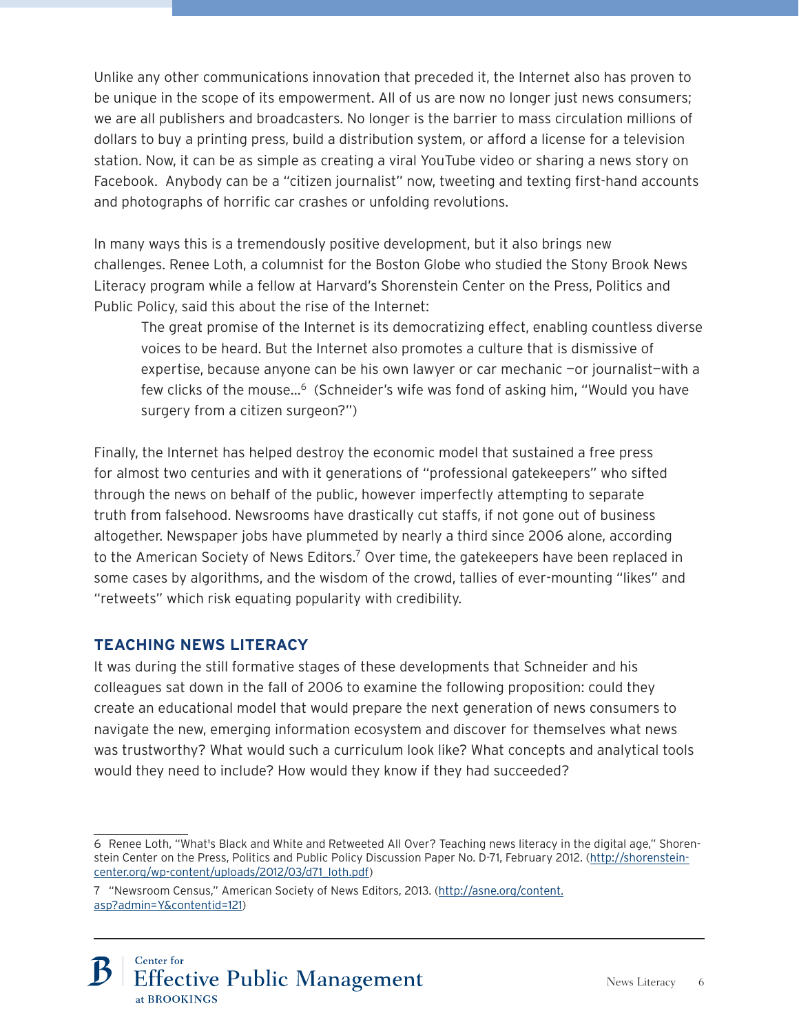Unlike any other communications innovation that preceded it, the Internet also has proven to be unique in the scope of its empowerment. All of us are now no longer just news consumers; we are all publishers and broadcasters. No longer is the barrier to mass circulation millions of dollars to buy a printing press, build a distribution system, or afford a license for a television station. Now, it can be as simple as creating a viral YouTube video or sharing a news story on Facebook. Anybody can be a "citizen journalist" now, tweeting and texting first-hand accounts and photographs of horrific car crashes or unfolding revolutions.

In many ways this is a tremendously positive development, but it also brings new challenges. Renee Loth, a columnist for the Boston Globe who studied the Stony Brook News Literacy program while a fellow at Harvard's Shorenstein Center on the Press, Politics and Public Policy, said this about the rise of the Internet:

> The great promise of the Internet is its democratizing effect, enabling countless diverse voices to be heard. But the Internet also promotes a culture that is dismissive of expertise, because anyone can be his own lawyer or car mechanic —or journalist—with a few clicks of the mouse...[6] (Schneider's wife was fond of asking him, "Would you have surgery from a citizen surgeon?")

Finally, the Internet has helped destroy the economic model that sustained a free press for almost two centuries and with it generations of "professional gatekeepers" who sifted through the news on behalf of the public, however imperfectly attempting to separate truth from falsehood. Newsrooms have drastically cut staffs, if not gone out of business altogether. Newspaper jobs have plummeted by nearly a third since 2006 alone, according to the American Society of News Editors.[7] Over time, the gatekeepers have been replaced in some cases by algorithms, and the wisdom of the crowd, tallies of ever-mounting "likes" and "retweets" which risk equating popularity with credibility.

## TEACHING NEWS LITERACY

It was during the still formative stages of these developments that Schneider and his colleagues sat down in the fall of 2006 to examine the following proposition: could they create an educational model that would prepare the next generation of news consumers to navigate the new, emerging information ecosystem and discover for themselves what news was trustworthy? What would such a curriculum look like? What concepts and analytical tools would they need to include? How would they know if they had succeeded?

---

6 Renee Loth, "What's Black and White and Retweeted All Over? Teaching news literacy in the digital age," Shorenstein Center on the Press, Politics and Public Policy Discussion Paper No. D-71, February 2012. (http://shorenstein-center.org/wp-content/uploads/2012/03/d71_loth.pdf)

7 "Newsroom Census," American Society of News Editors, 2013. (http://asne.org/content.asp?admin=Y&contentid=121)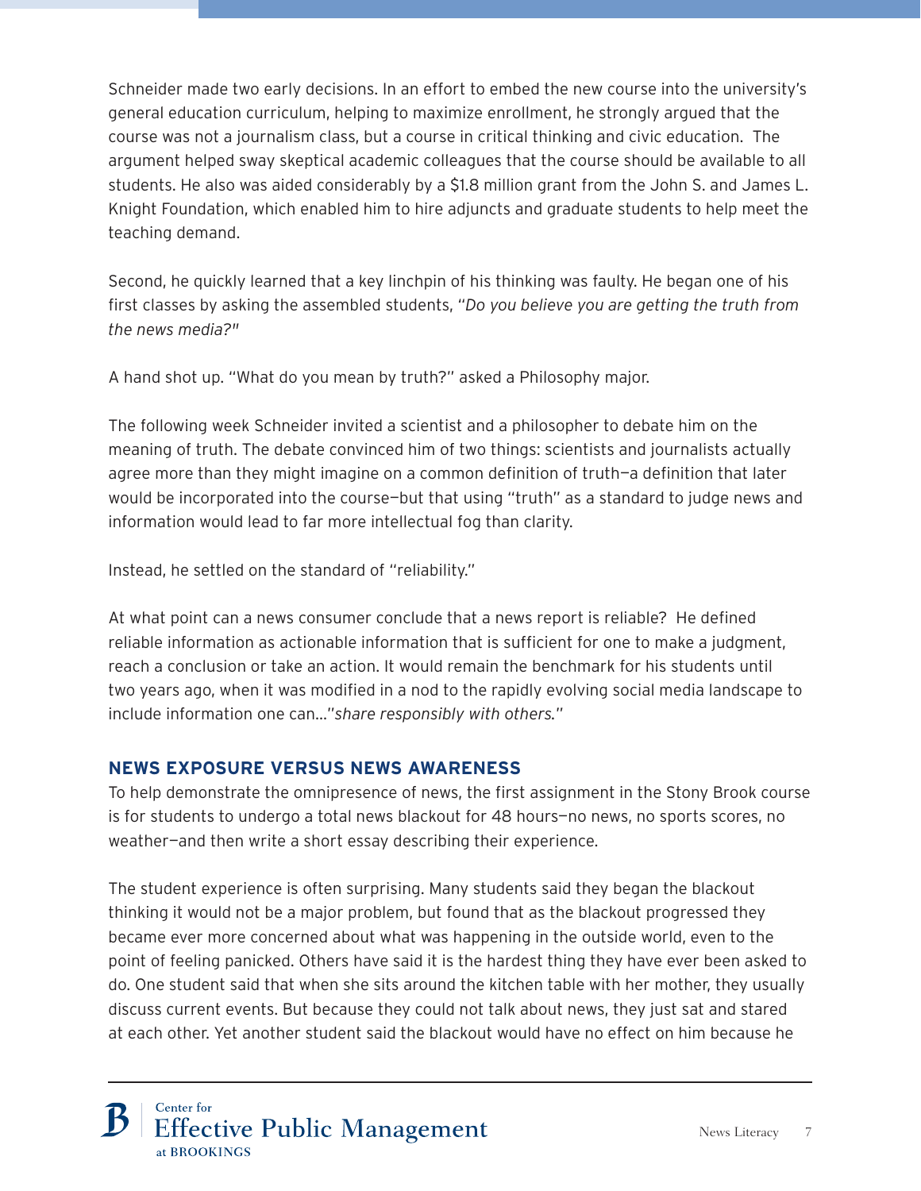Schneider made two early decisions. In an effort to embed the new course into the university's general education curriculum, helping to maximize enrollment, he strongly argued that the course was not a journalism class, but a course in critical thinking and civic education. The argument helped sway skeptical academic colleagues that the course should be available to all students. He also was aided considerably by a $1.8 million grant from the John S. and James L. Knight Foundation, which enabled him to hire adjuncts and graduate students to help meet the teaching demand.

Second, he quickly learned that a key linchpin of his thinking was faulty. He began one of his first classes by asking the assembled students, "*Do you believe you are getting the truth from the news media?*"

A hand shot up. "What do you mean by truth?" asked a Philosophy major.

The following week Schneider invited a scientist and a philosopher to debate him on the meaning of truth. The debate convinced him of two things: scientists and journalists actually agree more than they might imagine on a common definition of truth—a definition that later would be incorporated into the course—but that using "truth" as a standard to judge news and information would lead to far more intellectual fog than clarity.

Instead, he settled on the standard of "reliability."

At what point can a news consumer conclude that a news report is reliable? He defined reliable information as actionable information that is sufficient for one to make a judgment, reach a conclusion or take an action. It would remain the benchmark for his students until two years ago, when it was modified in a nod to the rapidly evolving social media landscape to include information one can…"*share responsibly with others.*"

## NEWS EXPOSURE VERSUS NEWS AWARENESS

To help demonstrate the omnipresence of news, the first assignment in the Stony Brook course is for students to undergo a total news blackout for 48 hours—no news, no sports scores, no weather—and then write a short essay describing their experience.

The student experience is often surprising. Many students said they began the blackout thinking it would not be a major problem, but found that as the blackout progressed they became ever more concerned about what was happening in the outside world, even to the point of feeling panicked. Others have said it is the hardest thing they have ever been asked to do. One student said that when she sits around the kitchen table with her mother, they usually discuss current events. But because they could not talk about news, they just sat and stared at each other. Yet another student said the blackout would have no effect on him because he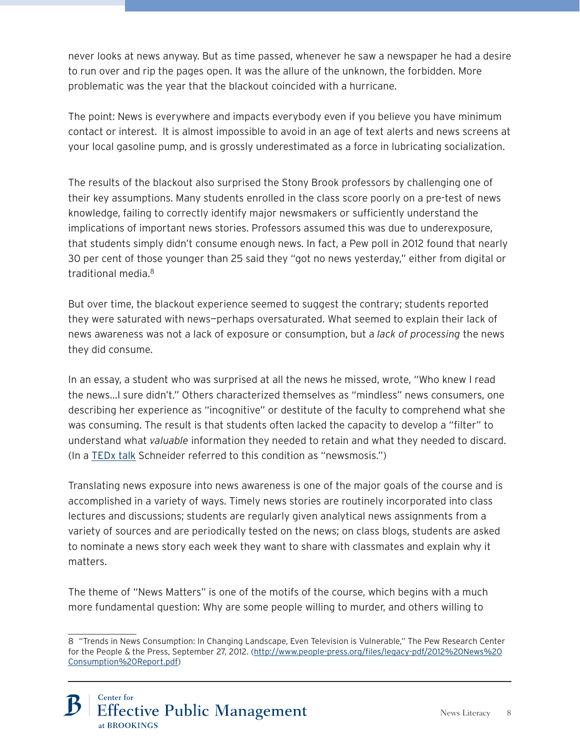never looks at news anyway. But as time passed, whenever he saw a newspaper he had a desire to run over and rip the pages open. It was the allure of the unknown, the forbidden. More problematic was the year that the blackout coincided with a hurricane.

The point: News is everywhere and impacts everybody even if you believe you have minimum contact or interest. It is almost impossible to avoid in an age of text alerts and news screens at your local gasoline pump, and is grossly underestimated as a force in lubricating socialization.

The results of the blackout also surprised the Stony Brook professors by challenging one of their key assumptions. Many students enrolled in the class score poorly on a pre-test of news knowledge, failing to correctly identify major newsmakers or sufficiently understand the implications of important news stories. Professors assumed this was due to underexposure, that students simply didn't consume enough news. In fact, a Pew poll in 2012 found that nearly 30 per cent of those younger than 25 said they "got no news yesterday," either from digital or traditional media.[8]

But over time, the blackout experience seemed to suggest the contrary; students reported they were saturated with news—perhaps oversaturated. What seemed to explain their lack of news awareness was not a lack of exposure or consumption, but a *lack of processing* the news they did consume.

In an essay, a student who was surprised at all the news he missed, wrote, "Who knew I read the news…I sure didn't." Others characterized themselves as "mindless" news consumers, one describing her experience as "incognitive" or destitute of the faculty to comprehend what she was consuming. The result is that students often lacked the capacity to develop a "filter" to understand what *valuable* information they needed to retain and what they needed to discard. (In a TEDx talk Schneider referred to this condition as "newsmosis.")

Translating news exposure into news awareness is one of the major goals of the course and is accomplished in a variety of ways. Timely news stories are routinely incorporated into class lectures and discussions; students are regularly given analytical news assignments from a variety of sources and are periodically tested on the news; on class blogs, students are asked to nominate a news story each week they want to share with classmates and explain why it matters.

The theme of "News Matters" is one of the motifs of the course, which begins with a much more fundamental question: Why are some people willing to murder, and others willing to

---

8 "Trends in News Consumption: In Changing Landscape, Even Television is Vulnerable," The Pew Research Center for the People & the Press, September 27, 2012. (http://www.people-press.org/files/legacy-pdf/2012%20News%20Consumption%20Report.pdf)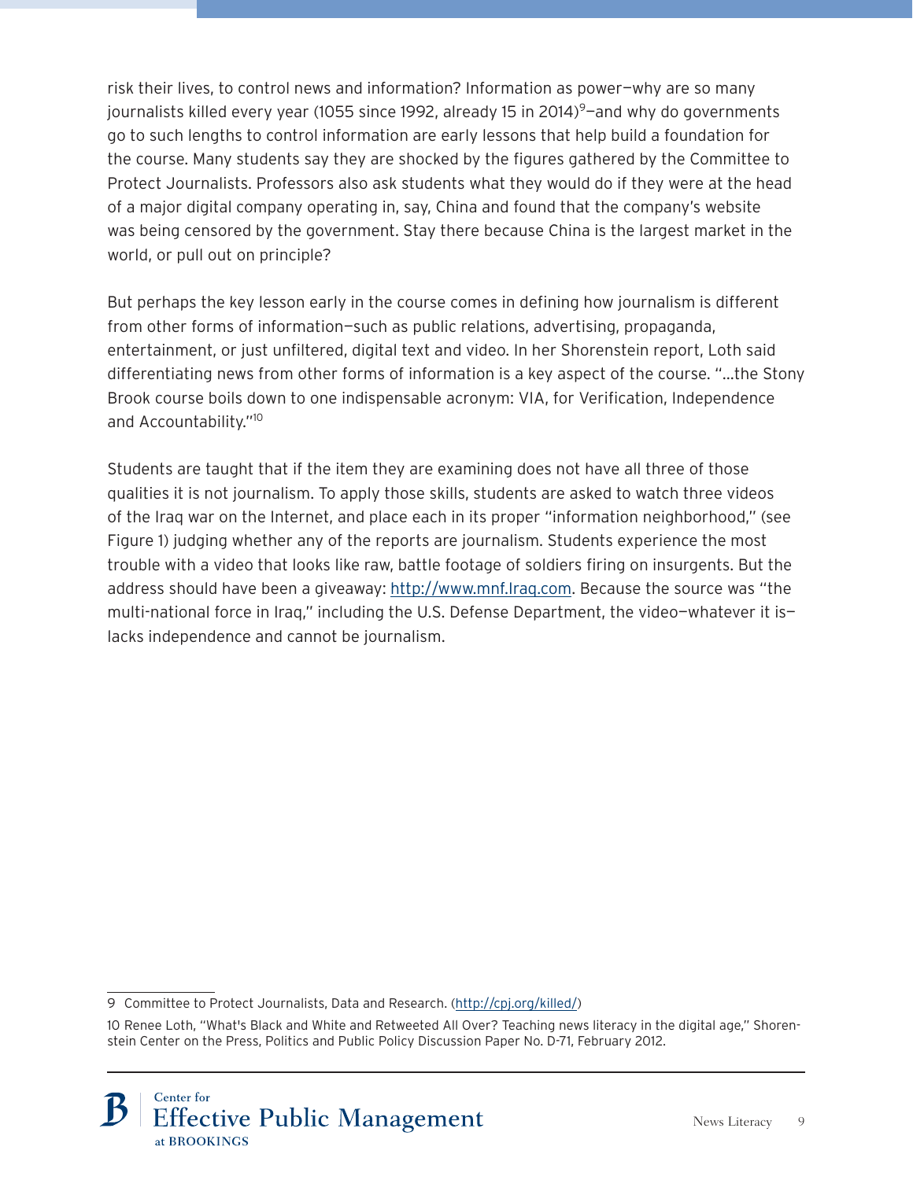risk their lives, to control news and information? Information as power—why are so many journalists killed every year (1055 since 1992, already 15 in 2014)[9]—and why do governments go to such lengths to control information are early lessons that help build a foundation for the course. Many students say they are shocked by the figures gathered by the Committee to Protect Journalists. Professors also ask students what they would do if they were at the head of a major digital company operating in, say, China and found that the company's website was being censored by the government. Stay there because China is the largest market in the world, or pull out on principle?

But perhaps the key lesson early in the course comes in defining how journalism is different from other forms of information—such as public relations, advertising, propaganda, entertainment, or just unfiltered, digital text and video. In her Shorenstein report, Loth said differentiating news from other forms of information is a key aspect of the course. "…the Stony Brook course boils down to one indispensable acronym: VIA, for Verification, Independence and Accountability."[10]

Students are taught that if the item they are examining does not have all three of those qualities it is not journalism. To apply those skills, students are asked to watch three videos of the Iraq war on the Internet, and place each in its proper "information neighborhood," (see Figure 1) judging whether any of the reports are journalism. Students experience the most trouble with a video that looks like raw, battle footage of soldiers firing on insurgents. But the address should have been a giveaway: http://www.mnf.Iraq.com. Because the source was "the multi-national force in Iraq," including the U.S. Defense Department, the video—whatever it is—lacks independence and cannot be journalism.

---

9 Committee to Protect Journalists, Data and Research. (http://cpj.org/killed/)

10 Renee Loth, "What's Black and White and Retweeted All Over? Teaching news literacy in the digital age," Shorenstein Center on the Press, Politics and Public Policy Discussion Paper No. D-71, February 2012.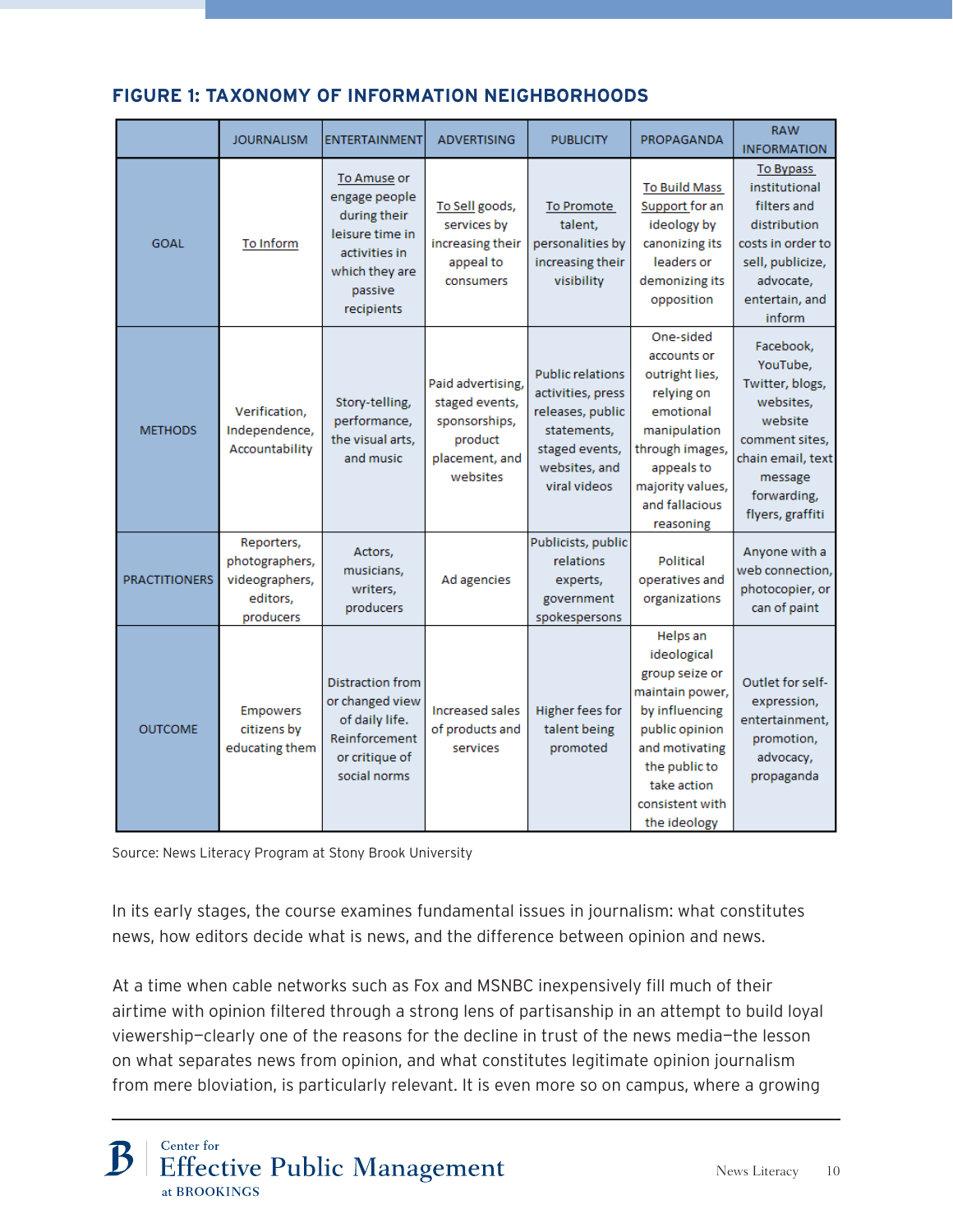## FIGURE 1: TAXONOMY OF INFORMATION NEIGHBORHOODS

| | JOURNALISM | ENTERTAINMENT | ADVERTISING | PUBLICITY | PROPAGANDA | RAW INFORMATION |
|---|---|---|---|---|---|---|
| GOAL | To Inform | To Amuse or engage people during their leisure time in activities in which they are passive recipients | To Sell goods, services by increasing their appeal to consumers | To Promote talent, personalities by increasing their visibility | To Build Mass Support for an ideology by canonizing its leaders or demonizing its opposition | To Bypass institutional filters and distribution costs in order to sell, publicize, advocate, entertain, and inform |
| METHODS | Verification, Independence, Accountability | Story-telling, performance, the visual arts, and music | Paid advertising, staged events, sponsorships, product placement, and websites | Public relations activities, press releases, public statements, staged events, websites, and viral videos | One-sided accounts or outright lies, relying on emotional manipulation through images, appeals to majority values, and fallacious reasoning | Facebook, YouTube, Twitter, blogs, websites, website comment sites, chain email, text message forwarding, flyers, graffiti |
| PRACTITIONERS | Reporters, photographers, videographers, editors, producers | Actors, musicians, writers, producers | Ad agencies | Publicists, public relations experts, government spokespersons | Political operatives and organizations | Anyone with a web connection, photocopier, or can of paint |
| OUTCOME | Empowers citizens by educating them | Distraction from or changed view of daily life. Reinforcement or critique of social norms | Increased sales of products and services | Higher fees for talent being promoted | Helps an ideological group seize or maintain power, by influencing public opinion and motivating the public to take action consistent with the ideology | Outlet for self-expression, entertainment, promotion, advocacy, propaganda |

Source: News Literacy Program at Stony Brook University

In its early stages, the course examines fundamental issues in journalism: what constitutes news, how editors decide what is news, and the difference between opinion and news.

At a time when cable networks such as Fox and MSNBC inexpensively fill much of their airtime with opinion filtered through a strong lens of partisanship in an attempt to build loyal viewership—clearly one of the reasons for the decline in trust of the news media—the lesson on what separates news from opinion, and what constitutes legitimate opinion journalism from mere bloviation, is particularly relevant. It is even more so on campus, where a growing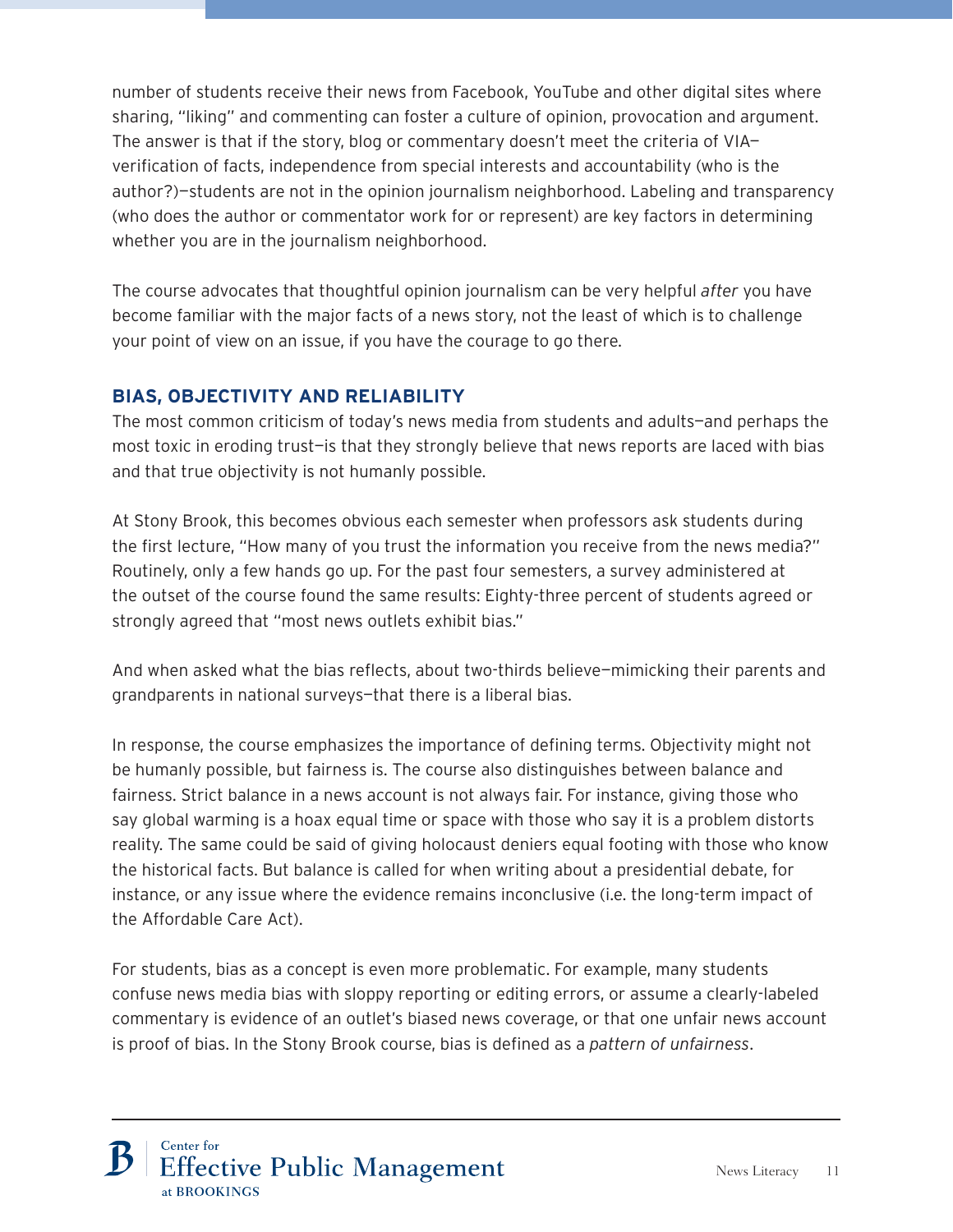number of students receive their news from Facebook, YouTube and other digital sites where sharing, "liking" and commenting can foster a culture of opinion, provocation and argument. The answer is that if the story, blog or commentary doesn't meet the criteria of VIA—verification of facts, independence from special interests and accountability (who is the author?)—students are not in the opinion journalism neighborhood. Labeling and transparency (who does the author or commentator work for or represent) are key factors in determining whether you are in the journalism neighborhood.

The course advocates that thoughtful opinion journalism can be very helpful *after* you have become familiar with the major facts of a news story, not the least of which is to challenge your point of view on an issue, if you have the courage to go there.

## BIAS, OBJECTIVITY AND RELIABILITY

The most common criticism of today's news media from students and adults—and perhaps the most toxic in eroding trust—is that they strongly believe that news reports are laced with bias and that true objectivity is not humanly possible.

At Stony Brook, this becomes obvious each semester when professors ask students during the first lecture, "How many of you trust the information you receive from the news media?" Routinely, only a few hands go up. For the past four semesters, a survey administered at the outset of the course found the same results: Eighty-three percent of students agreed or strongly agreed that "most news outlets exhibit bias."

And when asked what the bias reflects, about two-thirds believe—mimicking their parents and grandparents in national surveys—that there is a liberal bias.

In response, the course emphasizes the importance of defining terms. Objectivity might not be humanly possible, but fairness is. The course also distinguishes between balance and fairness. Strict balance in a news account is not always fair. For instance, giving those who say global warming is a hoax equal time or space with those who say it is a problem distorts reality. The same could be said of giving holocaust deniers equal footing with those who know the historical facts. But balance is called for when writing about a presidential debate, for instance, or any issue where the evidence remains inconclusive (i.e. the long-term impact of the Affordable Care Act).

For students, bias as a concept is even more problematic. For example, many students confuse news media bias with sloppy reporting or editing errors, or assume a clearly-labeled commentary is evidence of an outlet's biased news coverage, or that one unfair news account is proof of bias. In the Stony Brook course, bias is defined as a *pattern of unfairness*.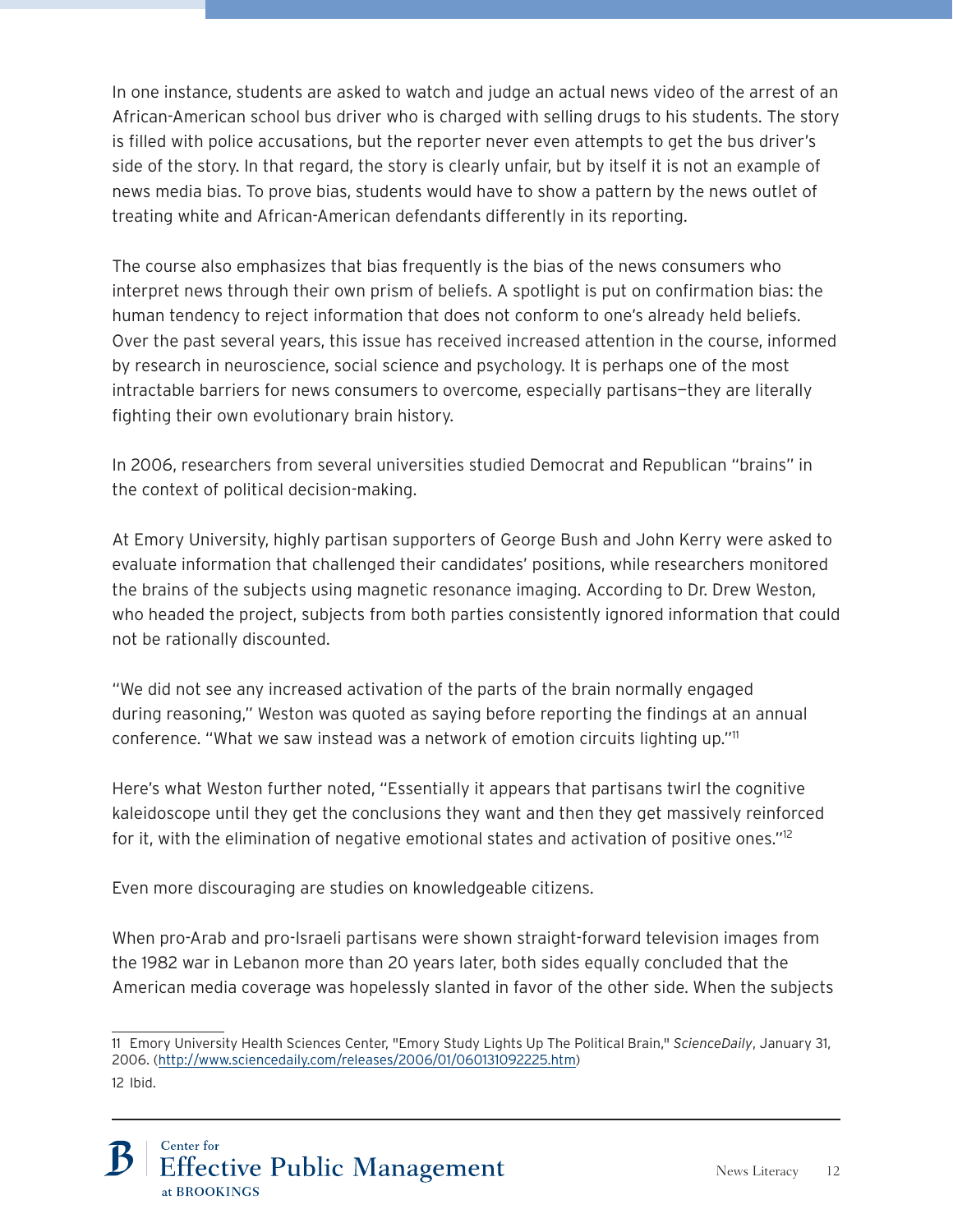In one instance, students are asked to watch and judge an actual news video of the arrest of an African-American school bus driver who is charged with selling drugs to his students. The story is filled with police accusations, but the reporter never even attempts to get the bus driver's side of the story. In that regard, the story is clearly unfair, but by itself it is not an example of news media bias. To prove bias, students would have to show a pattern by the news outlet of treating white and African-American defendants differently in its reporting.

The course also emphasizes that bias frequently is the bias of the news consumers who interpret news through their own prism of beliefs. A spotlight is put on confirmation bias: the human tendency to reject information that does not conform to one's already held beliefs. Over the past several years, this issue has received increased attention in the course, informed by research in neuroscience, social science and psychology. It is perhaps one of the most intractable barriers for news consumers to overcome, especially partisans—they are literally fighting their own evolutionary brain history.

In 2006, researchers from several universities studied Democrat and Republican "brains" in the context of political decision-making.

At Emory University, highly partisan supporters of George Bush and John Kerry were asked to evaluate information that challenged their candidates' positions, while researchers monitored the brains of the subjects using magnetic resonance imaging. According to Dr. Drew Weston, who headed the project, subjects from both parties consistently ignored information that could not be rationally discounted.

"We did not see any increased activation of the parts of the brain normally engaged during reasoning," Weston was quoted as saying before reporting the findings at an annual conference. "What we saw instead was a network of emotion circuits lighting up."[11]

Here's what Weston further noted, "Essentially it appears that partisans twirl the cognitive kaleidoscope until they get the conclusions they want and then they get massively reinforced for it, with the elimination of negative emotional states and activation of positive ones."[12]

Even more discouraging are studies on knowledgeable citizens.

When pro-Arab and pro-Israeli partisans were shown straight-forward television images from the 1982 war in Lebanon more than 20 years later, both sides equally concluded that the American media coverage was hopelessly slanted in favor of the other side. When the subjects

---

11 Emory University Health Sciences Center, "Emory Study Lights Up The Political Brain," *ScienceDaily*, January 31, 2006. (http://www.sciencedaily.com/releases/2006/01/060131092225.htm)

12 Ibid.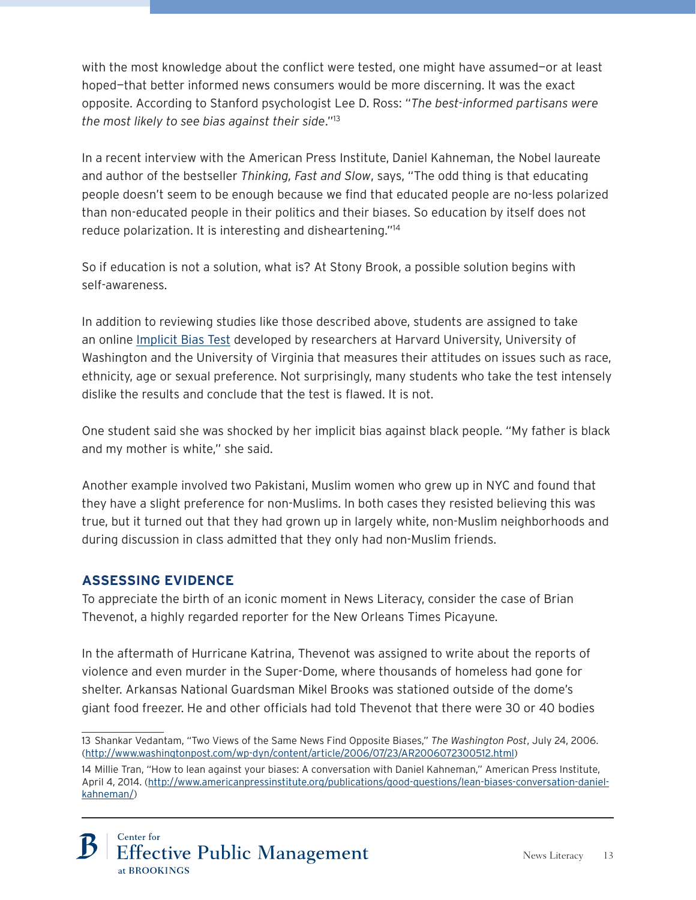with the most knowledge about the conflict were tested, one might have assumed—or at least hoped—that better informed news consumers would be more discerning. It was the exact opposite. According to Stanford psychologist Lee D. Ross: "*The best-informed partisans were the most likely to see bias against their side*."[13]

In a recent interview with the American Press Institute, Daniel Kahneman, the Nobel laureate and author of the bestseller *Thinking, Fast and Slow*, says, "The odd thing is that educating people doesn't seem to be enough because we find that educated people are no-less polarized than non-educated people in their politics and their biases. So education by itself does not reduce polarization. It is interesting and disheartening."[14]

So if education is not a solution, what is? At Stony Brook, a possible solution begins with self-awareness.

In addition to reviewing studies like those described above, students are assigned to take an online Implicit Bias Test developed by researchers at Harvard University, University of Washington and the University of Virginia that measures their attitudes on issues such as race, ethnicity, age or sexual preference. Not surprisingly, many students who take the test intensely dislike the results and conclude that the test is flawed. It is not.

One student said she was shocked by her implicit bias against black people. "My father is black and my mother is white," she said.

Another example involved two Pakistani, Muslim women who grew up in NYC and found that they have a slight preference for non-Muslims. In both cases they resisted believing this was true, but it turned out that they had grown up in largely white, non-Muslim neighborhoods and during discussion in class admitted that they only had non-Muslim friends.

## ASSESSING EVIDENCE

To appreciate the birth of an iconic moment in News Literacy, consider the case of Brian Thevenot, a highly regarded reporter for the New Orleans Times Picayune.

In the aftermath of Hurricane Katrina, Thevenot was assigned to write about the reports of violence and even murder in the Super-Dome, where thousands of homeless had gone for shelter. Arkansas National Guardsman Mikel Brooks was stationed outside of the dome's giant food freezer. He and other officials had told Thevenot that there were 30 or 40 bodies

---

13 Shankar Vedantam, "Two Views of the Same News Find Opposite Biases," *The Washington Post*, July 24, 2006. (http://www.washingtonpost.com/wp-dyn/content/article/2006/07/23/AR2006072300512.html)

14 Millie Tran, "How to lean against your biases: A conversation with Daniel Kahneman," American Press Institute, April 4, 2014. (http://www.americanpressinstitute.org/publications/good-questions/lean-biases-conversation-daniel-kahneman/)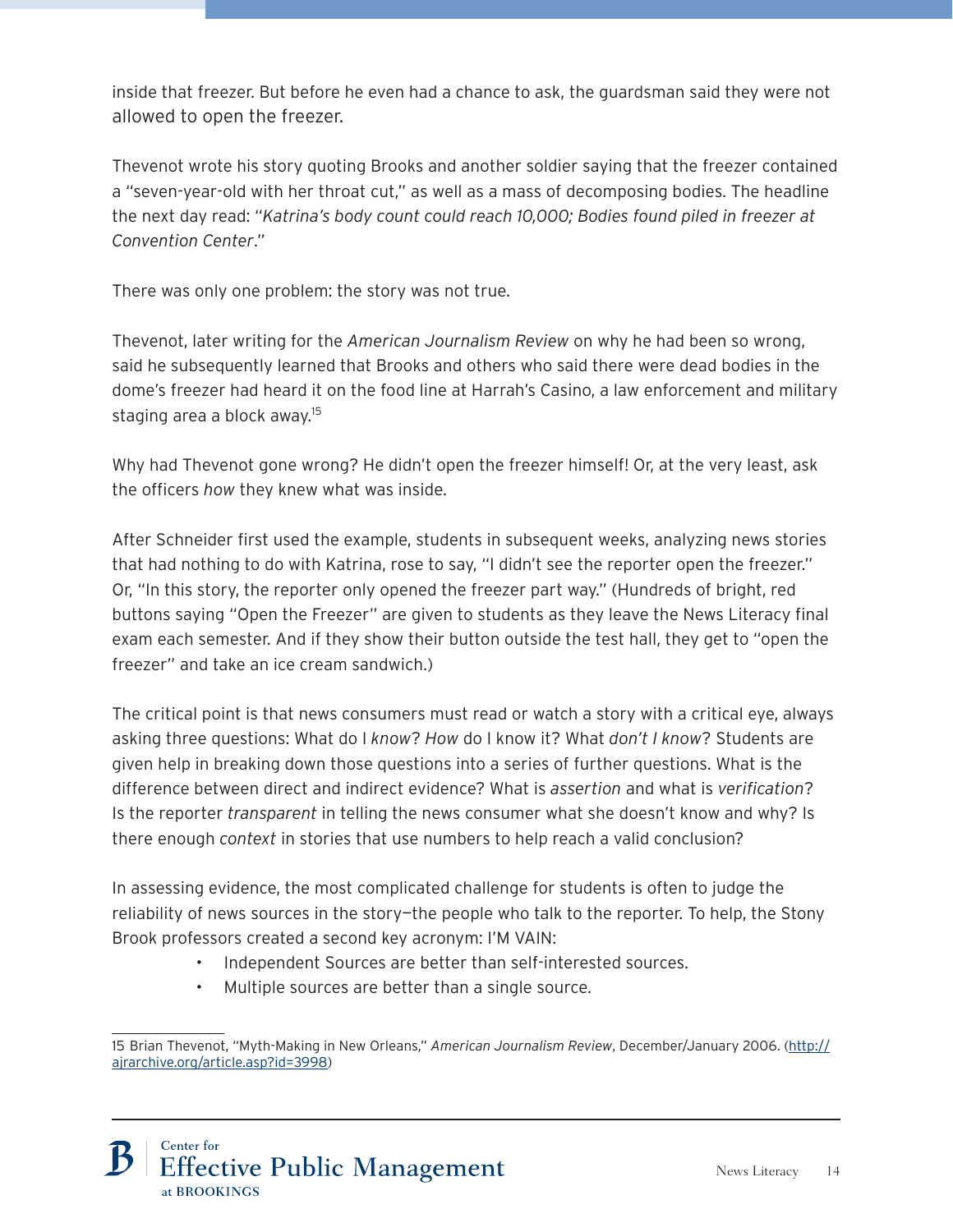inside that freezer. But before he even had a chance to ask, the guardsman said they were not allowed to open the freezer.

Thevenot wrote his story quoting Brooks and another soldier saying that the freezer contained a "seven-year-old with her throat cut," as well as a mass of decomposing bodies. The headline the next day read: "*Katrina's body count could reach 10,000; Bodies found piled in freezer at Convention Center*."

There was only one problem: the story was not true.

Thevenot, later writing for the *American Journalism Review* on why he had been so wrong, said he subsequently learned that Brooks and others who said there were dead bodies in the dome's freezer had heard it on the food line at Harrah's Casino, a law enforcement and military staging area a block away.[15]

Why had Thevenot gone wrong? He didn't open the freezer himself! Or, at the very least, ask the officers *how* they knew what was inside.

After Schneider first used the example, students in subsequent weeks, analyzing news stories that had nothing to do with Katrina, rose to say, "I didn't see the reporter open the freezer." Or, "In this story, the reporter only opened the freezer part way." (Hundreds of bright, red buttons saying "Open the Freezer" are given to students as they leave the News Literacy final exam each semester. And if they show their button outside the test hall, they get to "open the freezer" and take an ice cream sandwich.)

The critical point is that news consumers must read or watch a story with a critical eye, always asking three questions: What do I *know*? *How* do I know it? What *don't I know*? Students are given help in breaking down those questions into a series of further questions. What is the difference between direct and indirect evidence? What is *assertion* and what is *verification*? Is the reporter *transparent* in telling the news consumer what she doesn't know and why? Is there enough *context* in stories that use numbers to help reach a valid conclusion?

In assessing evidence, the most complicated challenge for students is often to judge the reliability of news sources in the story—the people who talk to the reporter. To help, the Stony Brook professors created a second key acronym: I'M VAIN:

- Independent Sources are better than self-interested sources.
- Multiple sources are better than a single source.

---

15 Brian Thevenot, "Myth-Making in New Orleans," *American Journalism Review*, December/January 2006. (http://ajrarchive.org/article.asp?id=3998)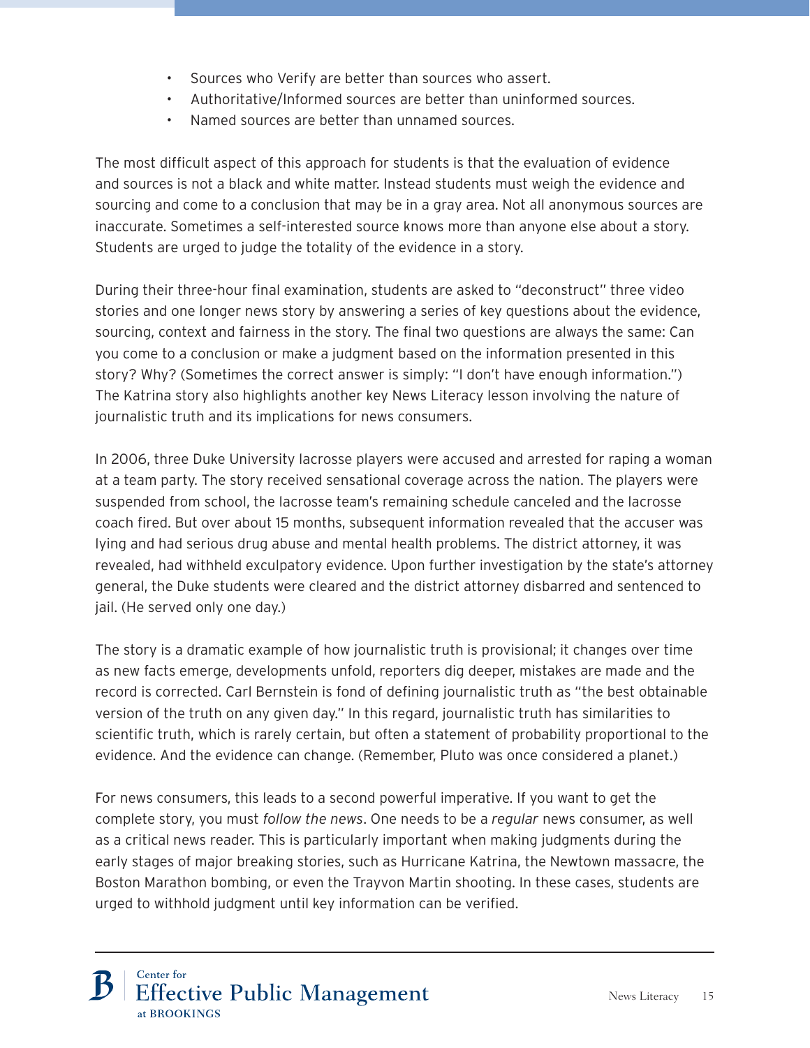- Sources who Verify are better than sources who assert.
- Authoritative/Informed sources are better than uninformed sources.
- Named sources are better than unnamed sources.

The most difficult aspect of this approach for students is that the evaluation of evidence and sources is not a black and white matter. Instead students must weigh the evidence and sourcing and come to a conclusion that may be in a gray area. Not all anonymous sources are inaccurate. Sometimes a self-interested source knows more than anyone else about a story. Students are urged to judge the totality of the evidence in a story.

During their three-hour final examination, students are asked to "deconstruct" three video stories and one longer news story by answering a series of key questions about the evidence, sourcing, context and fairness in the story. The final two questions are always the same: Can you come to a conclusion or make a judgment based on the information presented in this story? Why? (Sometimes the correct answer is simply: "I don't have enough information.") The Katrina story also highlights another key News Literacy lesson involving the nature of journalistic truth and its implications for news consumers.

In 2006, three Duke University lacrosse players were accused and arrested for raping a woman at a team party. The story received sensational coverage across the nation. The players were suspended from school, the lacrosse team's remaining schedule canceled and the lacrosse coach fired. But over about 15 months, subsequent information revealed that the accuser was lying and had serious drug abuse and mental health problems. The district attorney, it was revealed, had withheld exculpatory evidence. Upon further investigation by the state's attorney general, the Duke students were cleared and the district attorney disbarred and sentenced to jail. (He served only one day.)

The story is a dramatic example of how journalistic truth is provisional; it changes over time as new facts emerge, developments unfold, reporters dig deeper, mistakes are made and the record is corrected. Carl Bernstein is fond of defining journalistic truth as "the best obtainable version of the truth on any given day." In this regard, journalistic truth has similarities to scientific truth, which is rarely certain, but often a statement of probability proportional to the evidence. And the evidence can change. (Remember, Pluto was once considered a planet.)

For news consumers, this leads to a second powerful imperative. If you want to get the complete story, you must *follow the news*. One needs to be a *regular* news consumer, as well as a critical news reader. This is particularly important when making judgments during the early stages of major breaking stories, such as Hurricane Katrina, the Newtown massacre, the Boston Marathon bombing, or even the Trayvon Martin shooting. In these cases, students are urged to withhold judgment until key information can be verified.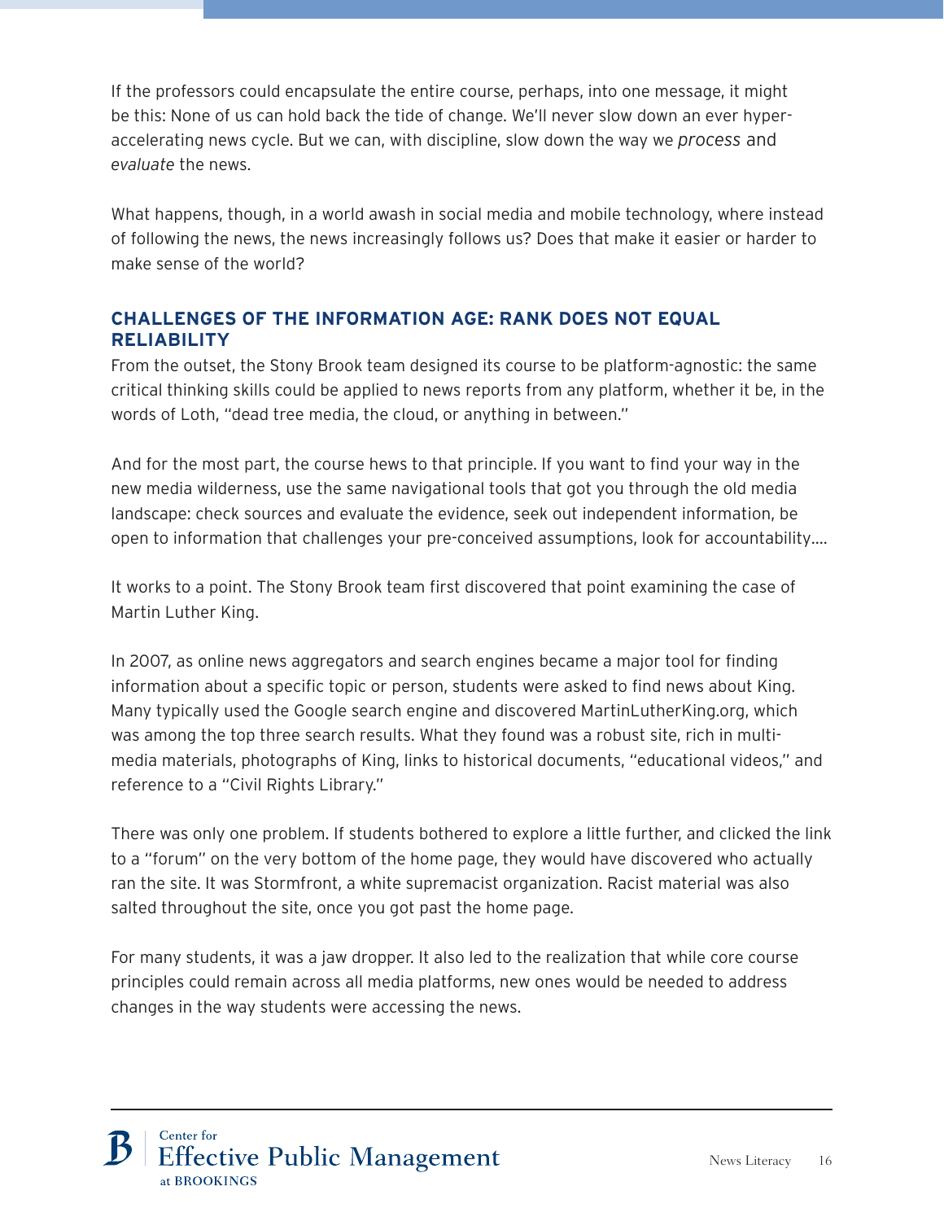If the professors could encapsulate the entire course, perhaps, into one message, it might be this: None of us can hold back the tide of change. We'll never slow down an ever hyper-accelerating news cycle. But we can, with discipline, slow down the way we *process* and *evaluate* the news.

What happens, though, in a world awash in social media and mobile technology, where instead of following the news, the news increasingly follows us? Does that make it easier or harder to make sense of the world?

## CHALLENGES OF THE INFORMATION AGE: RANK DOES NOT EQUAL RELIABILITY

From the outset, the Stony Brook team designed its course to be platform-agnostic: the same critical thinking skills could be applied to news reports from any platform, whether it be, in the words of Loth, "dead tree media, the cloud, or anything in between."

And for the most part, the course hews to that principle. If you want to find your way in the new media wilderness, use the same navigational tools that got you through the old media landscape: check sources and evaluate the evidence, seek out independent information, be open to information that challenges your pre-conceived assumptions, look for accountability….

It works to a point. The Stony Brook team first discovered that point examining the case of Martin Luther King.

In 2007, as online news aggregators and search engines became a major tool for finding information about a specific topic or person, students were asked to find news about King. Many typically used the Google search engine and discovered MartinLutherKing.org, which was among the top three search results. What they found was a robust site, rich in multi-media materials, photographs of King, links to historical documents, "educational videos," and reference to a "Civil Rights Library."

There was only one problem. If students bothered to explore a little further, and clicked the link to a "forum" on the very bottom of the home page, they would have discovered who actually ran the site. It was Stormfront, a white supremacist organization. Racist material was also salted throughout the site, once you got past the home page.

For many students, it was a jaw dropper. It also led to the realization that while core course principles could remain across all media platforms, new ones would be needed to address changes in the way students were accessing the news.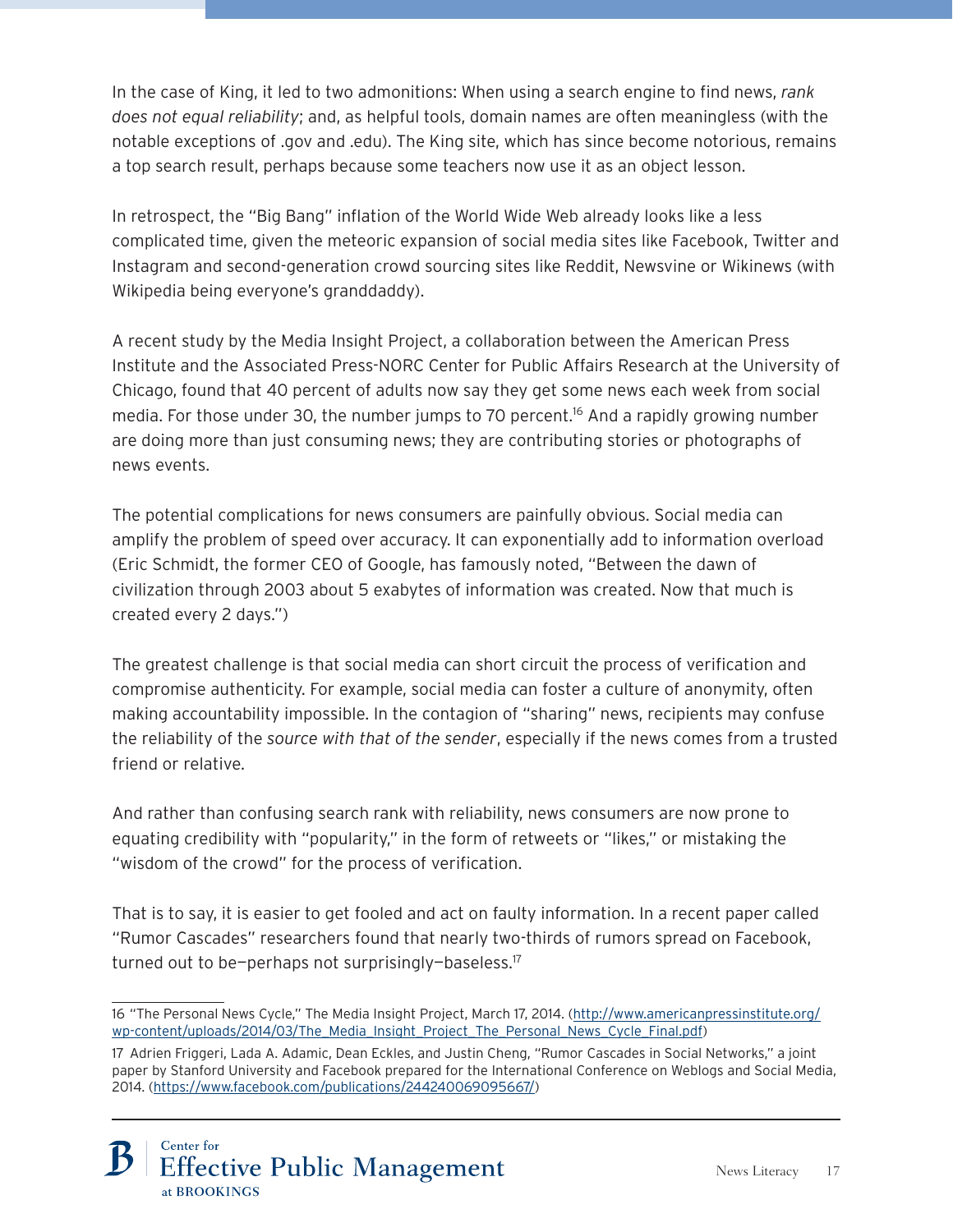In the case of King, it led to two admonitions: When using a search engine to find news, *rank does not equal reliability*; and, as helpful tools, domain names are often meaningless (with the notable exceptions of .gov and .edu). The King site, which has since become notorious, remains a top search result, perhaps because some teachers now use it as an object lesson.

In retrospect, the "Big Bang" inflation of the World Wide Web already looks like a less complicated time, given the meteoric expansion of social media sites like Facebook, Twitter and Instagram and second-generation crowd sourcing sites like Reddit, Newsvine or Wikinews (with Wikipedia being everyone's granddaddy).

A recent study by the Media Insight Project, a collaboration between the American Press Institute and the Associated Press-NORC Center for Public Affairs Research at the University of Chicago, found that 40 percent of adults now say they get some news each week from social media. For those under 30, the number jumps to 70 percent.[16] And a rapidly growing number are doing more than just consuming news; they are contributing stories or photographs of news events.

The potential complications for news consumers are painfully obvious. Social media can amplify the problem of speed over accuracy. It can exponentially add to information overload (Eric Schmidt, the former CEO of Google, has famously noted, "Between the dawn of civilization through 2003 about 5 exabytes of information was created. Now that much is created every 2 days.")

The greatest challenge is that social media can short circuit the process of verification and compromise authenticity. For example, social media can foster a culture of anonymity, often making accountability impossible. In the contagion of "sharing" news, recipients may confuse the reliability of the *source with that of the sender*, especially if the news comes from a trusted friend or relative.

And rather than confusing search rank with reliability, news consumers are now prone to equating credibility with "popularity," in the form of retweets or "likes," or mistaking the "wisdom of the crowd" for the process of verification.

That is to say, it is easier to get fooled and act on faulty information. In a recent paper called "Rumor Cascades" researchers found that nearly two-thirds of rumors spread on Facebook, turned out to be—perhaps not surprisingly—baseless.[17]

---

16 "The Personal News Cycle," The Media Insight Project, March 17, 2014. (http://www.americanpressinstitute.org/wp-content/uploads/2014/03/The_Media_Insight_Project_The_Personal_News_Cycle_Final.pdf)

17 Adrien Friggeri, Lada A. Adamic, Dean Eckles, and Justin Cheng, "Rumor Cascades in Social Networks," a joint paper by Stanford University and Facebook prepared for the International Conference on Weblogs and Social Media, 2014. (https://www.facebook.com/publications/244240069095667/)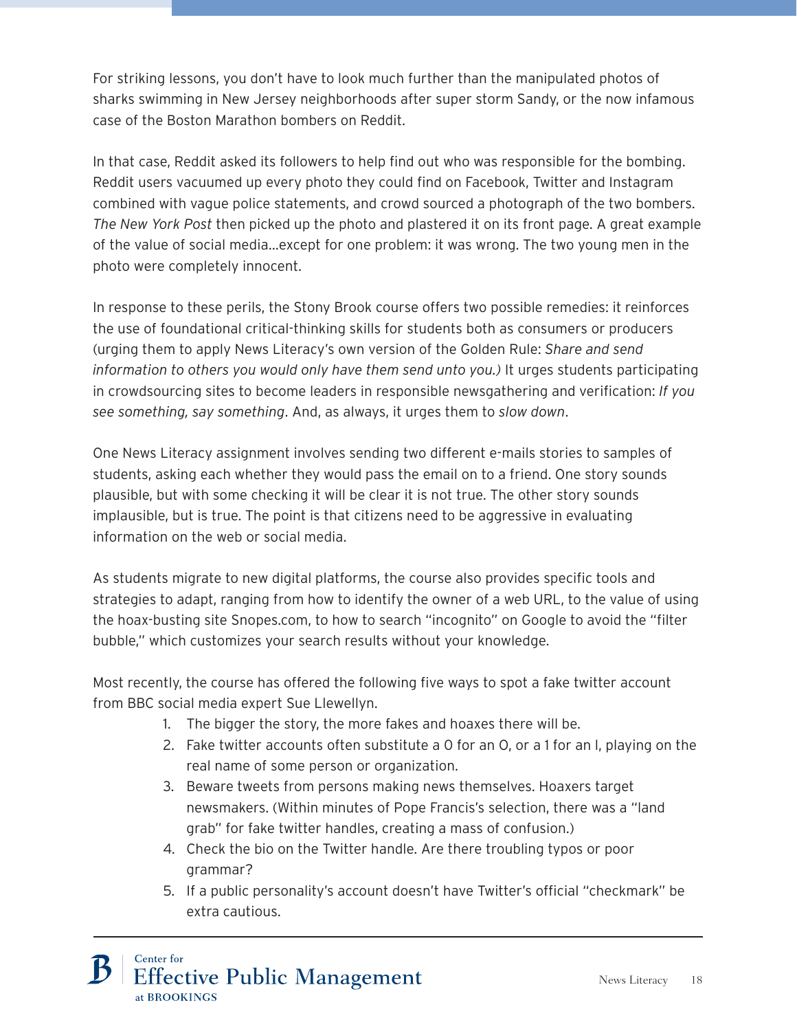For striking lessons, you don't have to look much further than the manipulated photos of sharks swimming in New Jersey neighborhoods after super storm Sandy, or the now infamous case of the Boston Marathon bombers on Reddit.

In that case, Reddit asked its followers to help find out who was responsible for the bombing. Reddit users vacuumed up every photo they could find on Facebook, Twitter and Instagram combined with vague police statements, and crowd sourced a photograph of the two bombers. *The New York Post* then picked up the photo and plastered it on its front page. A great example of the value of social media…except for one problem: it was wrong. The two young men in the photo were completely innocent.

In response to these perils, the Stony Brook course offers two possible remedies: it reinforces the use of foundational critical-thinking skills for students both as consumers or producers (urging them to apply News Literacy's own version of the Golden Rule: *Share and send information to others you would only have them send unto you.)* It urges students participating in crowdsourcing sites to become leaders in responsible newsgathering and verification: *If you see something, say something*. And, as always, it urges them to *slow down*.

One News Literacy assignment involves sending two different e-mails stories to samples of students, asking each whether they would pass the email on to a friend. One story sounds plausible, but with some checking it will be clear it is not true. The other story sounds implausible, but is true. The point is that citizens need to be aggressive in evaluating information on the web or social media.

As students migrate to new digital platforms, the course also provides specific tools and strategies to adapt, ranging from how to identify the owner of a web URL, to the value of using the hoax-busting site Snopes.com, to how to search "incognito" on Google to avoid the "filter bubble," which customizes your search results without your knowledge.

Most recently, the course has offered the following five ways to spot a fake twitter account from BBC social media expert Sue Llewellyn.

1. The bigger the story, the more fakes and hoaxes there will be.
2. Fake twitter accounts often substitute a 0 for an O, or a 1 for an l, playing on the real name of some person or organization.
3. Beware tweets from persons making news themselves. Hoaxers target newsmakers. (Within minutes of Pope Francis's selection, there was a "land grab" for fake twitter handles, creating a mass of confusion.)
4. Check the bio on the Twitter handle. Are there troubling typos or poor grammar?
5. If a public personality's account doesn't have Twitter's official "checkmark" be extra cautious.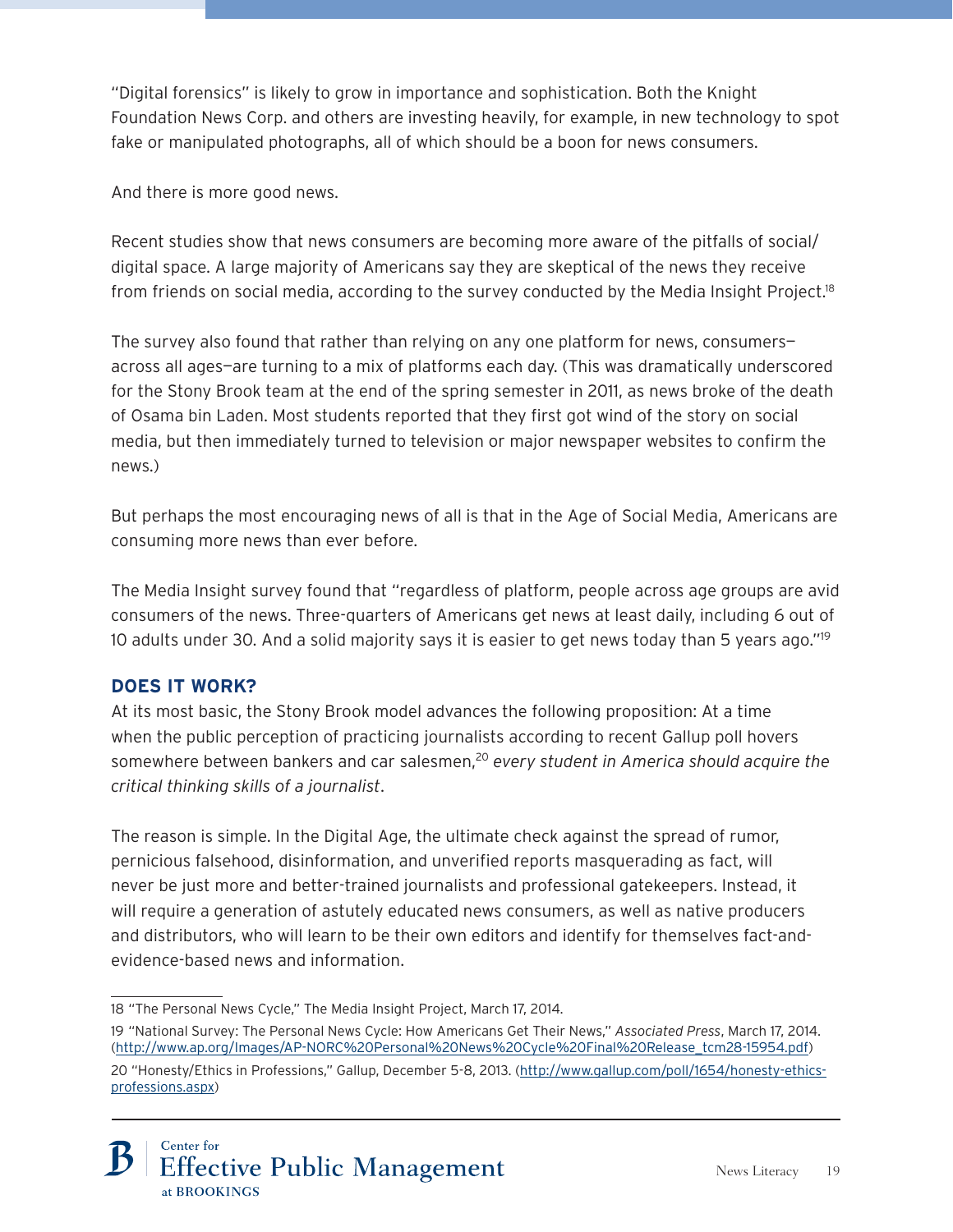"Digital forensics" is likely to grow in importance and sophistication. Both the Knight Foundation News Corp. and others are investing heavily, for example, in new technology to spot fake or manipulated photographs, all of which should be a boon for news consumers.

And there is more good news.

Recent studies show that news consumers are becoming more aware of the pitfalls of social/digital space. A large majority of Americans say they are skeptical of the news they receive from friends on social media, according to the survey conducted by the Media Insight Project.[18]

The survey also found that rather than relying on any one platform for news, consumers—across all ages—are turning to a mix of platforms each day. (This was dramatically underscored for the Stony Brook team at the end of the spring semester in 2011, as news broke of the death of Osama bin Laden. Most students reported that they first got wind of the story on social media, but then immediately turned to television or major newspaper websites to confirm the news.)

But perhaps the most encouraging news of all is that in the Age of Social Media, Americans are consuming more news than ever before.

The Media Insight survey found that "regardless of platform, people across age groups are avid consumers of the news. Three-quarters of Americans get news at least daily, including 6 out of 10 adults under 30. And a solid majority says it is easier to get news today than 5 years ago."[19]

## DOES IT WORK?

At its most basic, the Stony Brook model advances the following proposition: At a time when the public perception of practicing journalists according to recent Gallup poll hovers somewhere between bankers and car salesmen,[20] *every student in America should acquire the critical thinking skills of a journalist*.

The reason is simple. In the Digital Age, the ultimate check against the spread of rumor, pernicious falsehood, disinformation, and unverified reports masquerading as fact, will never be just more and better-trained journalists and professional gatekeepers. Instead, it will require a generation of astutely educated news consumers, as well as native producers and distributors, who will learn to be their own editors and identify for themselves fact-and-evidence-based news and information.

---

18 "The Personal News Cycle," The Media Insight Project, March 17, 2014.

19 "National Survey: The Personal News Cycle: How Americans Get Their News," *Associated Press*, March 17, 2014. (http://www.ap.org/Images/AP-NORC%20Personal%20News%20Cycle%20Final%20Release_tcm28-15954.pdf)

20 "Honesty/Ethics in Professions," Gallup, December 5-8, 2013. (http://www.gallup.com/poll/1654/honesty-ethics-professions.aspx)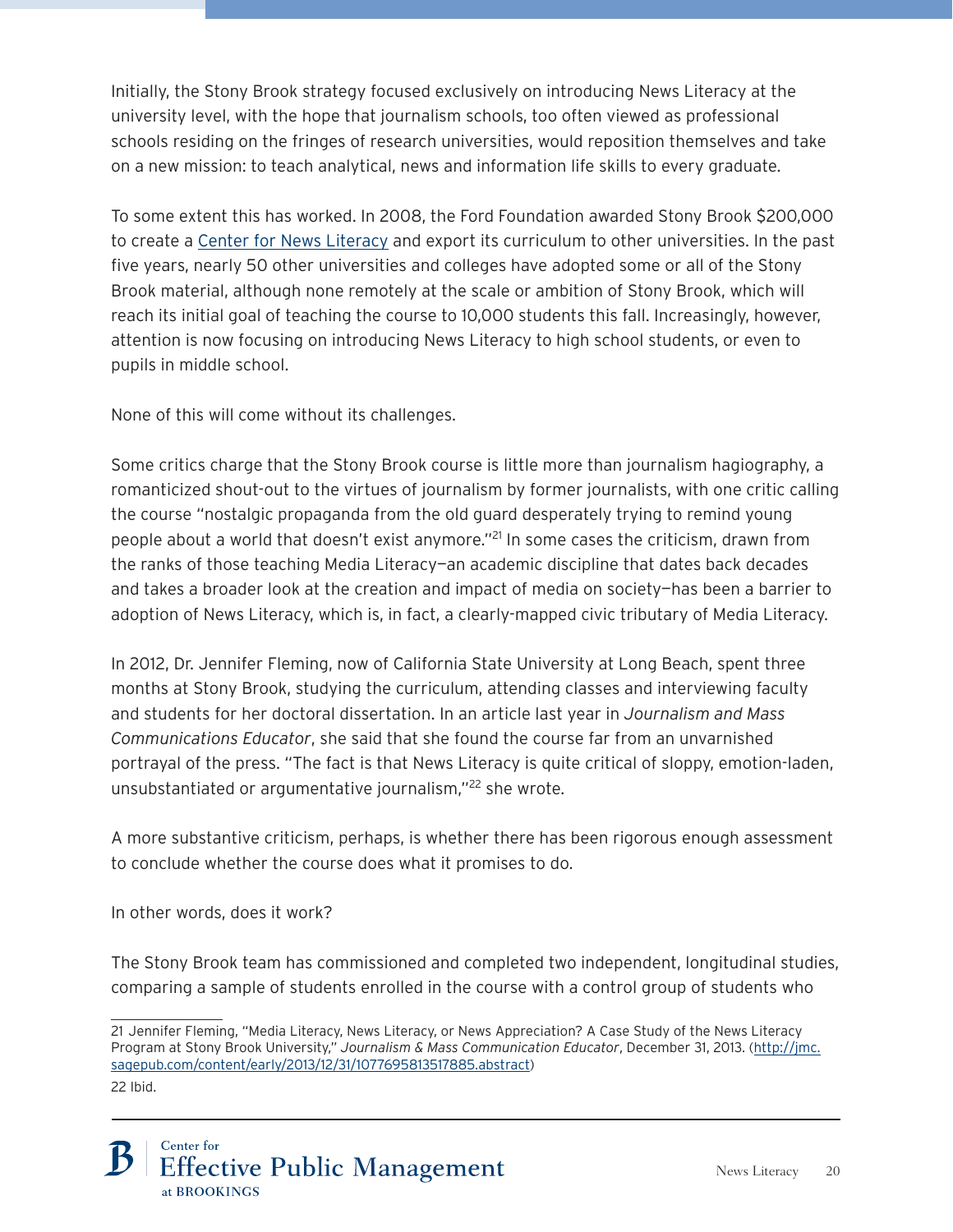Initially, the Stony Brook strategy focused exclusively on introducing News Literacy at the university level, with the hope that journalism schools, too often viewed as professional schools residing on the fringes of research universities, would reposition themselves and take on a new mission: to teach analytical, news and information life skills to every graduate.

To some extent this has worked. In 2008, the Ford Foundation awarded Stony Brook $200,000 to create a Center for News Literacy and export its curriculum to other universities. In the past five years, nearly 50 other universities and colleges have adopted some or all of the Stony Brook material, although none remotely at the scale or ambition of Stony Brook, which will reach its initial goal of teaching the course to 10,000 students this fall. Increasingly, however, attention is now focusing on introducing News Literacy to high school students, or even to pupils in middle school.

None of this will come without its challenges.

Some critics charge that the Stony Brook course is little more than journalism hagiography, a romanticized shout-out to the virtues of journalism by former journalists, with one critic calling the course "nostalgic propaganda from the old guard desperately trying to remind young people about a world that doesn't exist anymore."[21] In some cases the criticism, drawn from the ranks of those teaching Media Literacy—an academic discipline that dates back decades and takes a broader look at the creation and impact of media on society—has been a barrier to adoption of News Literacy, which is, in fact, a clearly-mapped civic tributary of Media Literacy.

In 2012, Dr. Jennifer Fleming, now of California State University at Long Beach, spent three months at Stony Brook, studying the curriculum, attending classes and interviewing faculty and students for her doctoral dissertation. In an article last year in *Journalism and Mass Communications Educator*, she said that she found the course far from an unvarnished portrayal of the press. "The fact is that News Literacy is quite critical of sloppy, emotion-laden, unsubstantiated or argumentative journalism,"[22] she wrote.

A more substantive criticism, perhaps, is whether there has been rigorous enough assessment to conclude whether the course does what it promises to do.

In other words, does it work?

The Stony Brook team has commissioned and completed two independent, longitudinal studies, comparing a sample of students enrolled in the course with a control group of students who

---

21 Jennifer Fleming, "Media Literacy, News Literacy, or News Appreciation? A Case Study of the News Literacy Program at Stony Brook University," *Journalism & Mass Communication Educator*, December 31, 2013. (http://jmc.sagepub.com/content/early/2013/12/31/1077695813517885.abstract)

22 Ibid.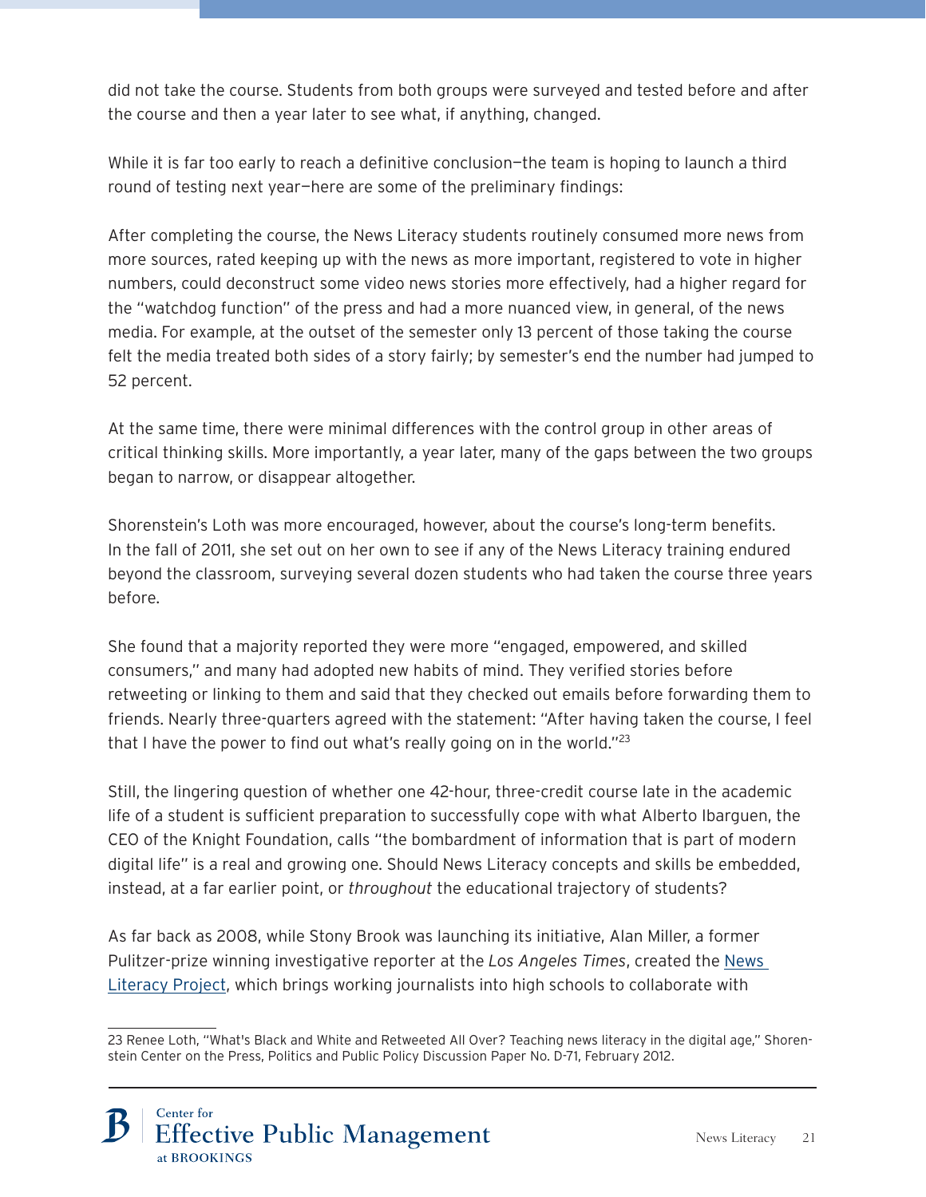did not take the course. Students from both groups were surveyed and tested before and after the course and then a year later to see what, if anything, changed.

While it is far too early to reach a definitive conclusion—the team is hoping to launch a third round of testing next year—here are some of the preliminary findings:

After completing the course, the News Literacy students routinely consumed more news from more sources, rated keeping up with the news as more important, registered to vote in higher numbers, could deconstruct some video news stories more effectively, had a higher regard for the "watchdog function" of the press and had a more nuanced view, in general, of the news media. For example, at the outset of the semester only 13 percent of those taking the course felt the media treated both sides of a story fairly; by semester's end the number had jumped to 52 percent.

At the same time, there were minimal differences with the control group in other areas of critical thinking skills. More importantly, a year later, many of the gaps between the two groups began to narrow, or disappear altogether.

Shorenstein's Loth was more encouraged, however, about the course's long-term benefits. In the fall of 2011, she set out on her own to see if any of the News Literacy training endured beyond the classroom, surveying several dozen students who had taken the course three years before.

She found that a majority reported they were more "engaged, empowered, and skilled consumers," and many had adopted new habits of mind. They verified stories before retweeting or linking to them and said that they checked out emails before forwarding them to friends. Nearly three-quarters agreed with the statement: "After having taken the course, I feel that I have the power to find out what's really going on in the world."[23]

Still, the lingering question of whether one 42-hour, three-credit course late in the academic life of a student is sufficient preparation to successfully cope with what Alberto Ibarguen, the CEO of the Knight Foundation, calls "the bombardment of information that is part of modern digital life" is a real and growing one. Should News Literacy concepts and skills be embedded, instead, at a far earlier point, or *throughout* the educational trajectory of students?

As far back as 2008, while Stony Brook was launching its initiative, Alan Miller, a former Pulitzer-prize winning investigative reporter at the *Los Angeles Times*, created the News Literacy Project, which brings working journalists into high schools to collaborate with

---

23 Renee Loth, "What's Black and White and Retweeted All Over? Teaching news literacy in the digital age," Shorenstein Center on the Press, Politics and Public Policy Discussion Paper No. D-71, February 2012.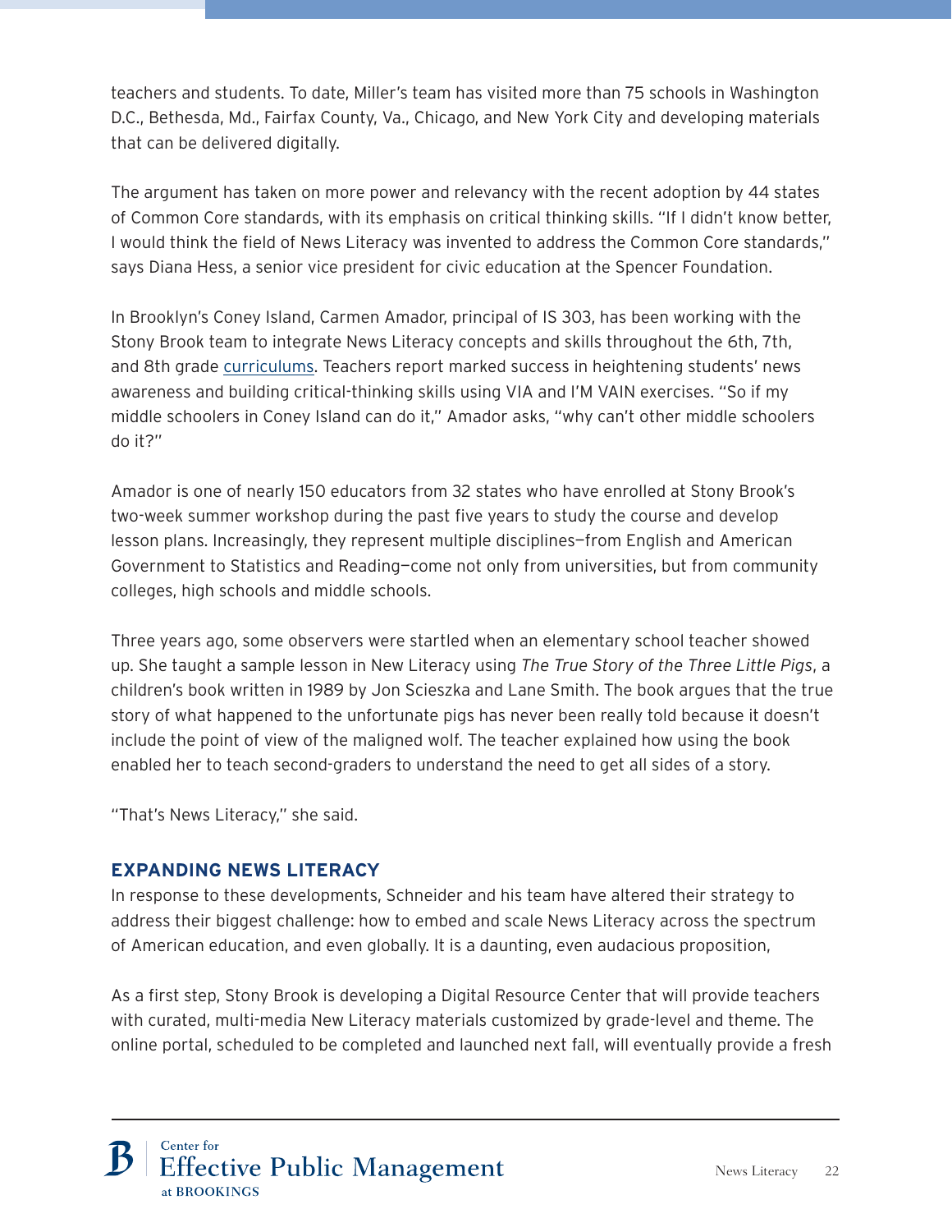teachers and students. To date, Miller's team has visited more than 75 schools in Washington D.C., Bethesda, Md., Fairfax County, Va., Chicago, and New York City and developing materials that can be delivered digitally.

The argument has taken on more power and relevancy with the recent adoption by 44 states of Common Core standards, with its emphasis on critical thinking skills. "If I didn't know better, I would think the field of News Literacy was invented to address the Common Core standards," says Diana Hess, a senior vice president for civic education at the Spencer Foundation.

In Brooklyn's Coney Island, Carmen Amador, principal of IS 303, has been working with the Stony Brook team to integrate News Literacy concepts and skills throughout the 6th, 7th, and 8th grade curriculums. Teachers report marked success in heightening students' news awareness and building critical-thinking skills using VIA and I'M VAIN exercises. "So if my middle schoolers in Coney Island can do it," Amador asks, "why can't other middle schoolers do it?"

Amador is one of nearly 150 educators from 32 states who have enrolled at Stony Brook's two-week summer workshop during the past five years to study the course and develop lesson plans. Increasingly, they represent multiple disciplines—from English and American Government to Statistics and Reading—come not only from universities, but from community colleges, high schools and middle schools.

Three years ago, some observers were startled when an elementary school teacher showed up. She taught a sample lesson in New Literacy using *The True Story of the Three Little Pigs*, a children's book written in 1989 by Jon Scieszka and Lane Smith. The book argues that the true story of what happened to the unfortunate pigs has never been really told because it doesn't include the point of view of the maligned wolf. The teacher explained how using the book enabled her to teach second-graders to understand the need to get all sides of a story.

"That's News Literacy," she said.

### EXPANDING NEWS LITERACY

In response to these developments, Schneider and his team have altered their strategy to address their biggest challenge: how to embed and scale News Literacy across the spectrum of American education, and even globally. It is a daunting, even audacious proposition,

As a first step, Stony Brook is developing a Digital Resource Center that will provide teachers with curated, multi-media New Literacy materials customized by grade-level and theme. The online portal, scheduled to be completed and launched next fall, will eventually provide a fresh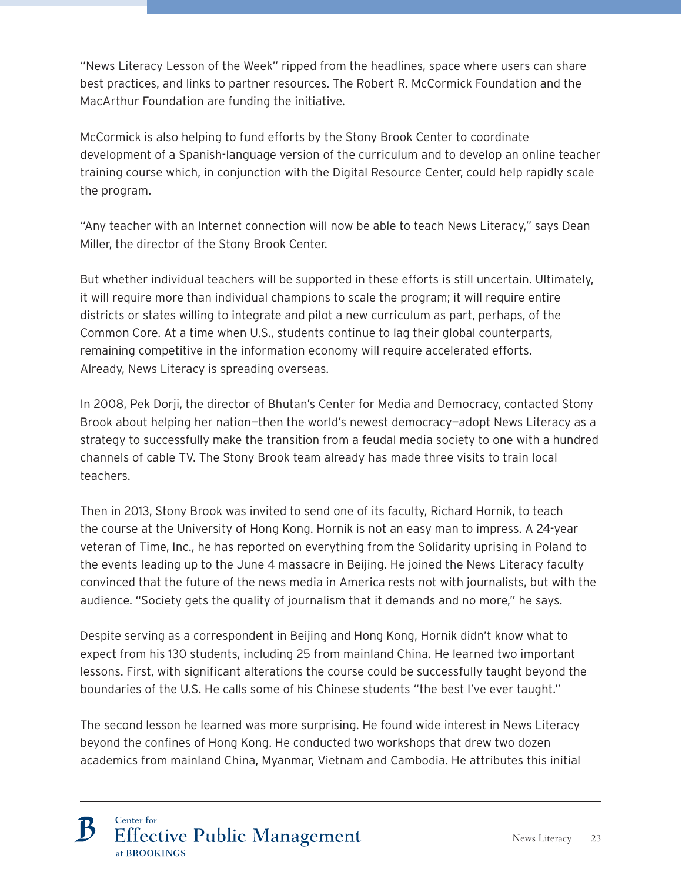"News Literacy Lesson of the Week" ripped from the headlines, space where users can share best practices, and links to partner resources. The Robert R. McCormick Foundation and the MacArthur Foundation are funding the initiative.

McCormick is also helping to fund efforts by the Stony Brook Center to coordinate development of a Spanish-language version of the curriculum and to develop an online teacher training course which, in conjunction with the Digital Resource Center, could help rapidly scale the program.

"Any teacher with an Internet connection will now be able to teach News Literacy," says Dean Miller, the director of the Stony Brook Center.

But whether individual teachers will be supported in these efforts is still uncertain. Ultimately, it will require more than individual champions to scale the program; it will require entire districts or states willing to integrate and pilot a new curriculum as part, perhaps, of the Common Core. At a time when U.S., students continue to lag their global counterparts, remaining competitive in the information economy will require accelerated efforts. Already, News Literacy is spreading overseas.

In 2008, Pek Dorji, the director of Bhutan's Center for Media and Democracy, contacted Stony Brook about helping her nation—then the world's newest democracy—adopt News Literacy as a strategy to successfully make the transition from a feudal media society to one with a hundred channels of cable TV. The Stony Brook team already has made three visits to train local teachers.

Then in 2013, Stony Brook was invited to send one of its faculty, Richard Hornik, to teach the course at the University of Hong Kong. Hornik is not an easy man to impress. A 24-year veteran of Time, Inc., he has reported on everything from the Solidarity uprising in Poland to the events leading up to the June 4 massacre in Beijing. He joined the News Literacy faculty convinced that the future of the news media in America rests not with journalists, but with the audience. "Society gets the quality of journalism that it demands and no more," he says.

Despite serving as a correspondent in Beijing and Hong Kong, Hornik didn't know what to expect from his 130 students, including 25 from mainland China. He learned two important lessons. First, with significant alterations the course could be successfully taught beyond the boundaries of the U.S. He calls some of his Chinese students "the best I've ever taught."

The second lesson he learned was more surprising. He found wide interest in News Literacy beyond the confines of Hong Kong. He conducted two workshops that drew two dozen academics from mainland China, Myanmar, Vietnam and Cambodia. He attributes this initial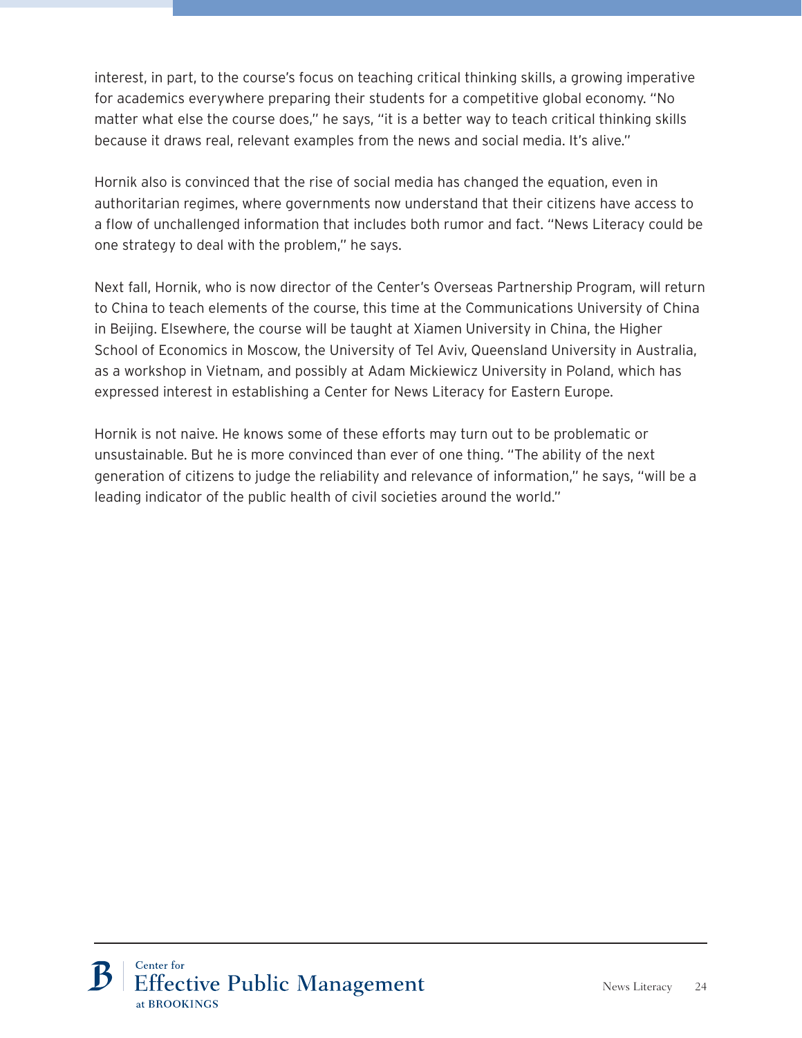interest, in part, to the course's focus on teaching critical thinking skills, a growing imperative for academics everywhere preparing their students for a competitive global economy. "No matter what else the course does," he says, "it is a better way to teach critical thinking skills because it draws real, relevant examples from the news and social media. It's alive."

Hornik also is convinced that the rise of social media has changed the equation, even in authoritarian regimes, where governments now understand that their citizens have access to a flow of unchallenged information that includes both rumor and fact. "News Literacy could be one strategy to deal with the problem," he says.

Next fall, Hornik, who is now director of the Center's Overseas Partnership Program, will return to China to teach elements of the course, this time at the Communications University of China in Beijing. Elsewhere, the course will be taught at Xiamen University in China, the Higher School of Economics in Moscow, the University of Tel Aviv, Queensland University in Australia, as a workshop in Vietnam, and possibly at Adam Mickiewicz University in Poland, which has expressed interest in establishing a Center for News Literacy for Eastern Europe.

Hornik is not naive. He knows some of these efforts may turn out to be problematic or unsustainable. But he is more convinced than ever of one thing. "The ability of the next generation of citizens to judge the reliability and relevance of information," he says, "will be a leading indicator of the public health of civil societies around the world."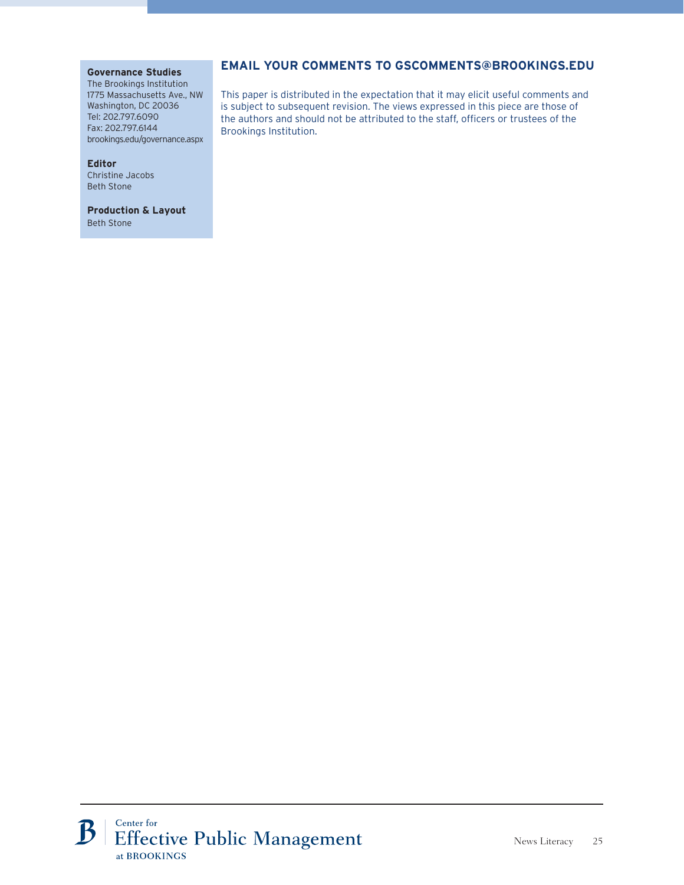**Governance Studies**
The Brookings Institution
1775 Massachusetts Ave., NW
Washington, DC 20036
Tel: 202.797.6090
Fax: 202.797.6144
brookings.edu/governance.aspx

**Editor**
Christine Jacobs
Beth Stone

**Production & Layout**
Beth Stone

## EMAIL YOUR COMMENTS TO GSCOMMENTS@BROOKINGS.EDU

This paper is distributed in the expectation that it may elicit useful comments and is subject to subsequent revision. The views expressed in this piece are those of the authors and should not be attributed to the staff, officers or trustees of the Brookings Institution.